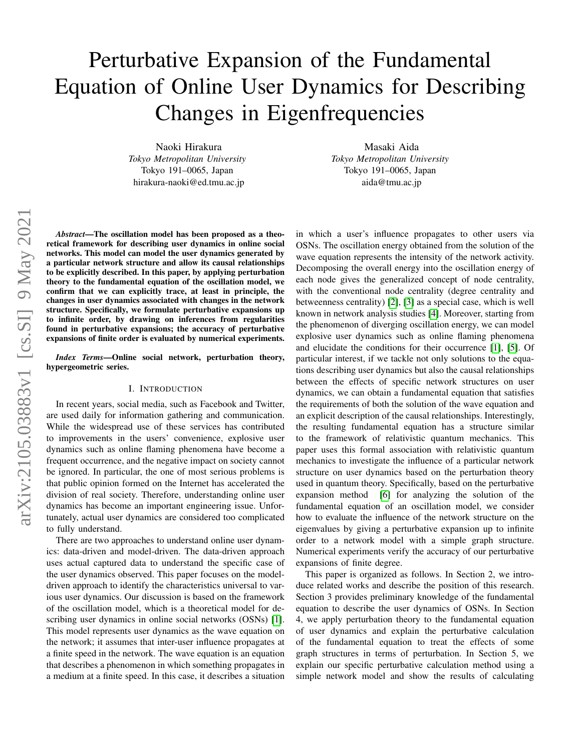# Perturbative Expansion of the Fundamental Equation of Online User Dynamics for Describing Changes in Eigenfrequencies

Naoki Hirakura
*Tokyo Metropolitan University*
Tokyo 191–0065, Japan
hirakura-naoki@ed.tmu.ac.jp

Masaki Aida
*Tokyo Metropolitan University*
Tokyo 191–0065, Japan
aida@tmu.ac.jp

***Abstract*—The oscillation model has been proposed as a theoretical framework for describing user dynamics in online social networks. This model can model the user dynamics generated by a particular network structure and allow its causal relationships to be explicitly described. In this paper, by applying perturbation theory to the fundamental equation of the oscillation model, we confirm that we can explicitly trace, at least in principle, the changes in user dynamics associated with changes in the network structure. Specifically, we formulate perturbative expansions up to infinite order, by drawing on inferences from regularities found in perturbative expansions; the accuracy of perturbative expansions of finite order is evaluated by numerical experiments.**

***Index Terms*—Online social network, perturbation theory, hypergeometric series.**

## I. Introduction

In recent years, social media, such as Facebook and Twitter, are used daily for information gathering and communication. While the widespread use of these services has contributed to improvements in the users' convenience, explosive user dynamics such as online flaming phenomena have become a frequent occurrence, and the negative impact on society cannot be ignored. In particular, the one of most serious problems is that public opinion formed on the Internet has accelerated the division of real society. Therefore, understanding online user dynamics has become an important engineering issue. Unfortunately, actual user dynamics are considered too complicated to fully understand.

There are two approaches to understand online user dynamics: data-driven and model-driven. The data-driven approach uses actual captured data to understand the specific case of the user dynamics observed. This paper focuses on the model-driven approach to identify the characteristics universal to various user dynamics. Our discussion is based on the framework of the oscillation model, which is a theoretical model for describing user dynamics in online social networks (OSNs) [1]. This model represents user dynamics as the wave equation on the network; it assumes that inter-user influence propagates at a finite speed in the network. The wave equation is an equation that describes a phenomenon in which something propagates in a medium at a finite speed. In this case, it describes a situation in which a user's influence propagates to other users via OSNs. The oscillation energy obtained from the solution of the wave equation represents the intensity of the network activity. Decomposing the overall energy into the oscillation energy of each node gives the generalized concept of node centrality, with the conventional node centrality (degree centrality and betweenness centrality) [2], [3] as a special case, which is well known in network analysis studies [4]. Moreover, starting from the phenomenon of diverging oscillation energy, we can model explosive user dynamics such as online flaming phenomena and elucidate the conditions for their occurrence [1], [5]. Of particular interest, if we tackle not only solutions to the equations describing user dynamics but also the causal relationships between the effects of specific network structures on user dynamics, we can obtain a fundamental equation that satisfies the requirements of both the solution of the wave equation and an explicit description of the causal relationships. Interestingly, the resulting fundamental equation has a structure similar to the framework of relativistic quantum mechanics. This paper uses this formal association with relativistic quantum mechanics to investigate the influence of a particular network structure on user dynamics based on the perturbation theory used in quantum theory. Specifically, based on the perturbative expansion method [6] for analyzing the solution of the fundamental equation of an oscillation model, we consider how to evaluate the influence of the network structure on the eigenvalues by giving a perturbative expansion up to infinite order to a network model with a simple graph structure. Numerical experiments verify the accuracy of our perturbative expansions of finite degree.

This paper is organized as follows. In Section 2, we introduce related works and describe the position of this research. Section 3 provides preliminary knowledge of the fundamental equation to describe the user dynamics of OSNs. In Section 4, we apply perturbation theory to the fundamental equation of user dynamics and explain the perturbative calculation of the fundamental equation to treat the effects of some graph structures in terms of perturbation. In Section 5, we explain our specific perturbative calculation method using a simple network model and show the results of calculating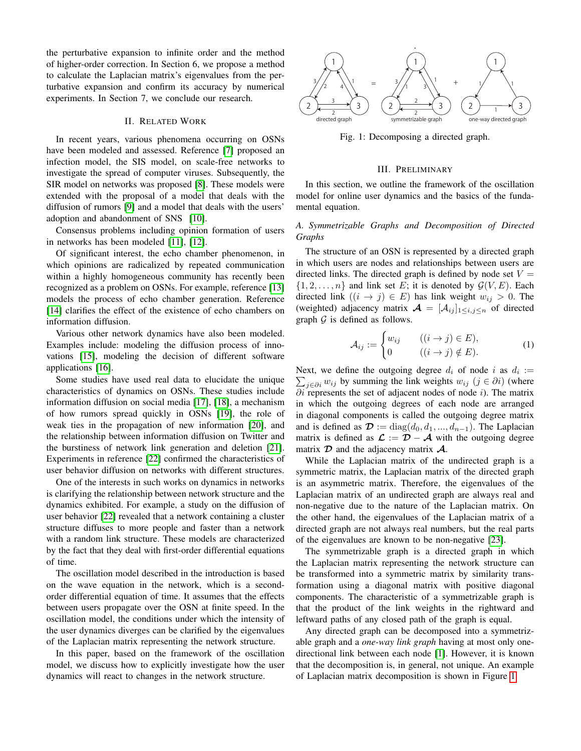the perturbative expansion to infinite order and the method of higher-order correction. In Section 6, we propose a method to calculate the Laplacian matrix's eigenvalues from the perturbative expansion and confirm its accuracy by numerical experiments. In Section 7, we conclude our research.

## II. Related Work

In recent years, various phenomena occurring on OSNs have been modeled and assessed. Reference [7] proposed an infection model, the SIS model, on scale-free networks to investigate the spread of computer viruses. Subsequently, the SIR model on networks was proposed [8]. These models were extended with the proposal of a model that deals with the diffusion of rumors [9] and a model that deals with the users' adoption and abandonment of SNS [10].

Consensus problems including opinion formation of users in networks has been modeled [11], [12].

Of significant interest, the echo chamber phenomenon, in which opinions are radicalized by repeated communication within a highly homogeneous community has recently been recognized as a problem on OSNs. For example, reference [13] models the process of echo chamber generation. Reference [14] clarifies the effect of the existence of echo chambers on information diffusion.

Various other network dynamics have also been modeled. Examples include: modeling the diffusion process of innovations [15], modeling the decision of different software applications [16].

Some studies have used real data to elucidate the unique characteristics of dynamics on OSNs. These studies include information diffusion on social media [17], [18], a mechanism of how rumors spread quickly in OSNs [19], the role of weak ties in the propagation of new information [20], and the relationship between information diffusion on Twitter and the burstiness of network link generation and deletion [21]. Experiments in reference [22] confirmed the characteristics of user behavior diffusion on networks with different structures.

One of the interests in such works on dynamics in networks is clarifying the relationship between network structure and the dynamics exhibited. For example, a study on the diffusion of user behavior [22] revealed that a network containing a cluster structure diffuses to more people and faster than a network with a random link structure. These models are characterized by the fact that they deal with first-order differential equations of time.

The oscillation model described in the introduction is based on the wave equation in the network, which is a second-order differential equation of time. It assumes that the effects between users propagate over the OSN at finite speed. In the oscillation model, the conditions under which the intensity of the user dynamics diverges can be clarified by the eigenvalues of the Laplacian matrix representing the network structure.

In this paper, based on the framework of the oscillation model, we discuss how to explicitly investigate how the user dynamics will react to changes in the network structure.

Fig. 1: Decomposing a directed graph.

## III. Preliminary

In this section, we outline the framework of the oscillation model for online user dynamics and the basics of the fundamental equation.

### A. Symmetrizable Graphs and Decomposition of Directed Graphs

The structure of an OSN is represented by a directed graph in which users are nodes and relationships between users are directed links. The directed graph is defined by node set $V = \{1, 2, \dots, n\}$ and link set $E$; it is denoted by $\mathcal{G}(V, E)$. Each directed link $((i \to j) \in E)$ has link weight $w_{ij} > 0$. The (weighted) adjacency matrix $\boldsymbol{\mathcal{A}} = [\mathcal{A}_{ij}]_{1 \le i,j \le n}$ of directed graph $\mathcal{G}$ is defined as follows.

$$\mathcal{A}_{ij} := \begin{cases} w_{ij} & ((i \to j) \in E), \\ 0 & ((i \to j) \notin E). \end{cases} \tag{1}$$

Next, we define the outgoing degree $d_i$ of node $i$ as $d_i := \sum_{j \in \partial i} w_{ij}$ by summing the link weights $w_{ij}$ $(j \in \partial i)$ (where $\partial i$ represents the set of adjacent nodes of node $i$). The matrix in which the outgoing degrees of each node are arranged in diagonal components is called the outgoing degree matrix and is defined as $\boldsymbol{\mathcal{D}} := \mathrm{diag}(d_0, d_1, ..., d_{n-1})$. The Laplacian matrix is defined as $\boldsymbol{\mathcal{L}} := \boldsymbol{\mathcal{D}} - \boldsymbol{\mathcal{A}}$ with the outgoing degree matrix $\boldsymbol{\mathcal{D}}$ and the adjacency matrix $\boldsymbol{\mathcal{A}}$.

While the Laplacian matrix of the undirected graph is a symmetric matrix, the Laplacian matrix of the directed graph is an asymmetric matrix. Therefore, the eigenvalues of the Laplacian matrix of an undirected graph are always real and non-negative due to the nature of the Laplacian matrix. On the other hand, the eigenvalues of the Laplacian matrix of a directed graph are not always real numbers, but the real parts of the eigenvalues are known to be non-negative [23].

The symmetrizable graph is a directed graph in which the Laplacian matrix representing the network structure can be transformed into a symmetric matrix by similarity transformation using a diagonal matrix with positive diagonal components. The characteristic of a symmetrizable graph is that the product of the link weights in the rightward and leftward paths of any closed path of the graph is equal.

Any directed graph can be decomposed into a symmetrizable graph and a *one-way link graph* having at most only one-directional link between each node [1]. However, it is known that the decomposition is, in general, not unique. An example of Laplacian matrix decomposition is shown in Figure 1.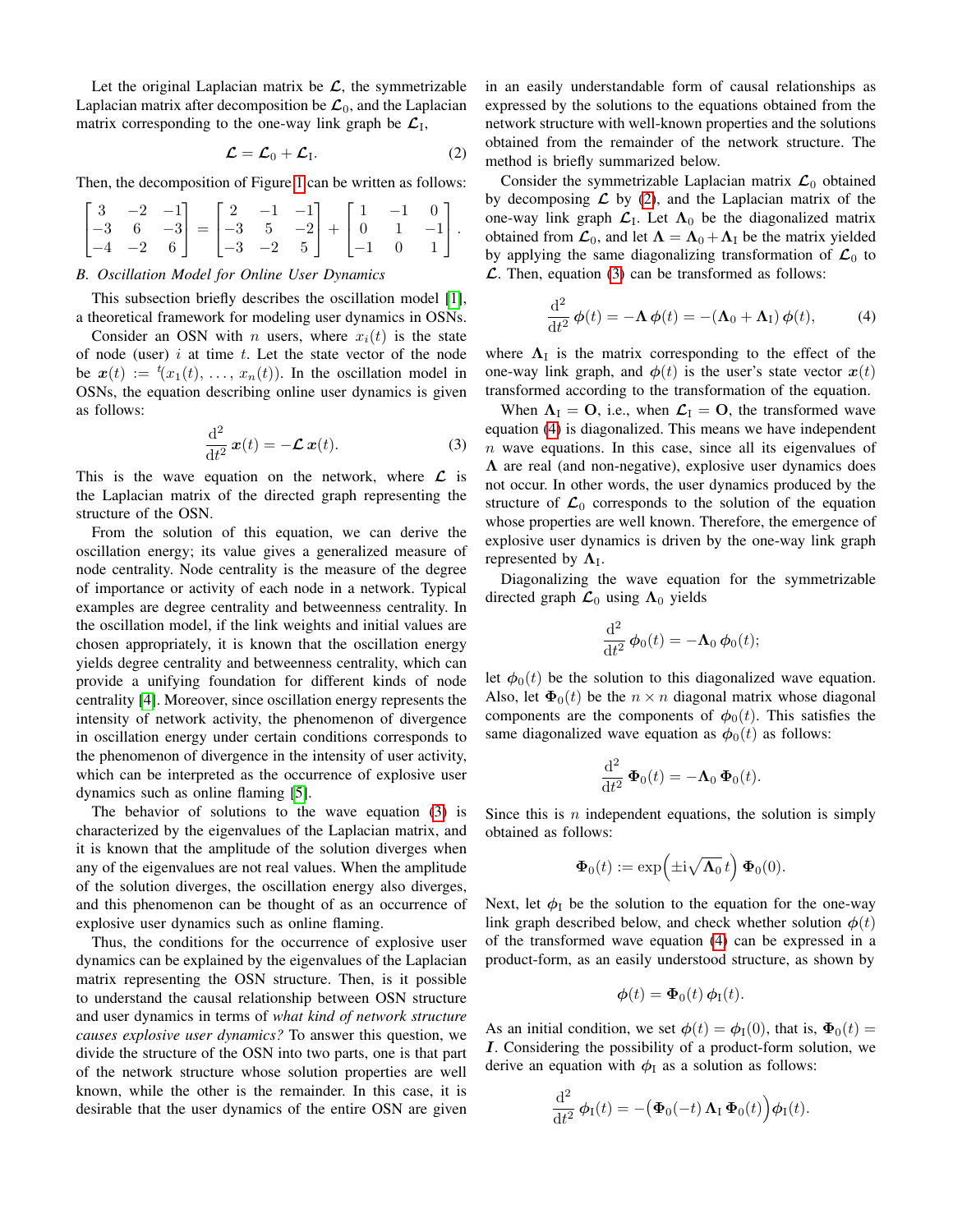Let the original Laplacian matrix be $\boldsymbol{\mathcal{L}}$, the symmetrizable Laplacian matrix after decomposition be $\boldsymbol{\mathcal{L}}_0$, and the Laplacian matrix corresponding to the one-way link graph be $\boldsymbol{\mathcal{L}}_\mathrm{I}$,

$$\boldsymbol{\mathcal{L}} = \boldsymbol{\mathcal{L}}_0 + \boldsymbol{\mathcal{L}}_\mathrm{I}. \tag{2}$$

Then, the decomposition of Figure 1 can be written as follows:

$$\begin{bmatrix} 3 & -2 & -1 \\ -3 & 6 & -3 \\ -4 & -2 & 6 \end{bmatrix} = \begin{bmatrix} 2 & -1 & -1 \\ -3 & 5 & -2 \\ -3 & -2 & 5 \end{bmatrix} + \begin{bmatrix} 1 & -1 & 0 \\ 0 & 1 & -1 \\ -1 & 0 & 1 \end{bmatrix}.$$

### B. Oscillation Model for Online User Dynamics

This subsection briefly describes the oscillation model [1], a theoretical framework for modeling user dynamics in OSNs.

Consider an OSN with $n$ users, where $x_i(t)$ is the state of node (user) $i$ at time $t$. Let the state vector of the node be $\boldsymbol{x}(t) := {}^t(x_1(t), \ldots, x_n(t))$. In the oscillation model in OSNs, the equation describing online user dynamics is given as follows:

$$\frac{\mathrm{d}^2}{\mathrm{d}t^2}\, \boldsymbol{x}(t) = -\boldsymbol{\mathcal{L}}\, \boldsymbol{x}(t). \tag{3}$$

This is the wave equation on the network, where $\boldsymbol{\mathcal{L}}$ is the Laplacian matrix of the directed graph representing the structure of the OSN.

From the solution of this equation, we can derive the oscillation energy; its value gives a generalized measure of node centrality. Node centrality is the measure of the degree of importance or activity of each node in a network. Typical examples are degree centrality and betweenness centrality. In the oscillation model, if the link weights and initial values are chosen appropriately, it is known that the oscillation energy yields degree centrality and betweenness centrality, which can provide a unifying foundation for different kinds of node centrality [4]. Moreover, since oscillation energy represents the intensity of network activity, the phenomenon of divergence in oscillation energy under certain conditions corresponds to the phenomenon of divergence in the intensity of user activity, which can be interpreted as the occurrence of explosive user dynamics such as online flaming [5].

The behavior of solutions to the wave equation (3) is characterized by the eigenvalues of the Laplacian matrix, and it is known that the amplitude of the solution diverges when any of the eigenvalues are not real values. When the amplitude of the solution diverges, the oscillation energy also diverges, and this phenomenon can be thought of as an occurrence of explosive user dynamics such as online flaming.

Thus, the conditions for the occurrence of explosive user dynamics can be explained by the eigenvalues of the Laplacian matrix representing the OSN structure. Then, is it possible to understand the causal relationship between OSN structure and user dynamics in terms of *what kind of network structure causes explosive user dynamics?* To answer this question, we divide the structure of the OSN into two parts, one is that part of the network structure whose solution properties are well known, while the other is the remainder. In this case, it is desirable that the user dynamics of the entire OSN are given in an easily understandable form of causal relationships as expressed by the solutions to the equations obtained from the network structure with well-known properties and the solutions obtained from the remainder of the network structure. The method is briefly summarized below.

Consider the symmetrizable Laplacian matrix $\boldsymbol{\mathcal{L}}_0$ obtained by decomposing $\boldsymbol{\mathcal{L}}$ by (2), and the Laplacian matrix of the one-way link graph $\boldsymbol{\mathcal{L}}_\mathrm{I}$. Let $\boldsymbol{\Lambda}_0$ be the diagonalized matrix obtained from $\boldsymbol{\mathcal{L}}_0$, and let $\boldsymbol{\Lambda} = \boldsymbol{\Lambda}_0 + \boldsymbol{\Lambda}_\mathrm{I}$ be the matrix yielded by applying the same diagonalizing transformation of $\boldsymbol{\mathcal{L}}_0$ to $\boldsymbol{\mathcal{L}}$. Then, equation (3) can be transformed as follows:

$$\frac{\mathrm{d}^2}{\mathrm{d}t^2}\, \boldsymbol{\phi}(t) = -\boldsymbol{\Lambda}\, \boldsymbol{\phi}(t) = -(\boldsymbol{\Lambda}_0 + \boldsymbol{\Lambda}_\mathrm{I})\, \boldsymbol{\phi}(t), \tag{4}$$

where $\boldsymbol{\Lambda}_\mathrm{I}$ is the matrix corresponding to the effect of the one-way link graph, and $\boldsymbol{\phi}(t)$ is the user's state vector $\boldsymbol{x}(t)$ transformed according to the transformation of the equation.

When $\boldsymbol{\Lambda}_\mathrm{I} = \mathbf{O}$, i.e., when $\boldsymbol{\mathcal{L}}_\mathrm{I} = \mathbf{O}$, the transformed wave equation (4) is diagonalized. This means we have independent $n$ wave equations. In this case, since all its eigenvalues of $\boldsymbol{\Lambda}$ are real (and non-negative), explosive user dynamics does not occur. In other words, the user dynamics produced by the structure of $\boldsymbol{\mathcal{L}}_0$ corresponds to the solution of the equation whose properties are well known. Therefore, the emergence of explosive user dynamics is driven by the one-way link graph represented by $\boldsymbol{\Lambda}_\mathrm{I}$.

Diagonalizing the wave equation for the symmetrizable directed graph $\boldsymbol{\mathcal{L}}_0$ using $\boldsymbol{\Lambda}_0$ yields

$$\frac{\mathrm{d}^2}{\mathrm{d}t^2}\, \boldsymbol{\phi}_0(t) = -\boldsymbol{\Lambda}_0\, \boldsymbol{\phi}_0(t);$$

let $\boldsymbol{\phi}_0(t)$ be the solution to this diagonalized wave equation. Also, let $\boldsymbol{\Phi}_0(t)$ be the $n \times n$ diagonal matrix whose diagonal components are the components of $\boldsymbol{\phi}_0(t)$. This satisfies the same diagonalized wave equation as $\boldsymbol{\phi}_0(t)$ as follows:

$$\frac{\mathrm{d}^2}{\mathrm{d}t^2}\, \boldsymbol{\Phi}_0(t) = -\boldsymbol{\Lambda}_0\, \boldsymbol{\Phi}_0(t).$$

Since this is $n$ independent equations, the solution is simply obtained as follows:

$$\boldsymbol{\Phi}_0(t) := \exp\!\left(\pm \mathrm{i}\sqrt{\boldsymbol{\Lambda}_0}\, t\right) \boldsymbol{\Phi}_0(0).$$

Next, let $\boldsymbol{\phi}_\mathrm{I}$ be the solution to the equation for the one-way link graph described below, and check whether solution $\boldsymbol{\phi}(t)$ of the transformed wave equation (4) can be expressed in a product-form, as an easily understood structure, as shown by

$$\boldsymbol{\phi}(t) = \boldsymbol{\Phi}_0(t)\, \boldsymbol{\phi}_\mathrm{I}(t).$$

As an initial condition, we set $\boldsymbol{\phi}(t) = \boldsymbol{\phi}_\mathrm{I}(0)$, that is, $\boldsymbol{\Phi}_0(t) = \boldsymbol{I}$. Considering the possibility of a product-form solution, we derive an equation with $\boldsymbol{\phi}_\mathrm{I}$ as a solution as follows:

$$\frac{\mathrm{d}^2}{\mathrm{d}t^2}\, \boldsymbol{\phi}_\mathrm{I}(t) = -\Big(\boldsymbol{\Phi}_0(-t)\, \boldsymbol{\Lambda}_\mathrm{I}\, \boldsymbol{\Phi}_0(t)\Big) \boldsymbol{\phi}_\mathrm{I}(t).$$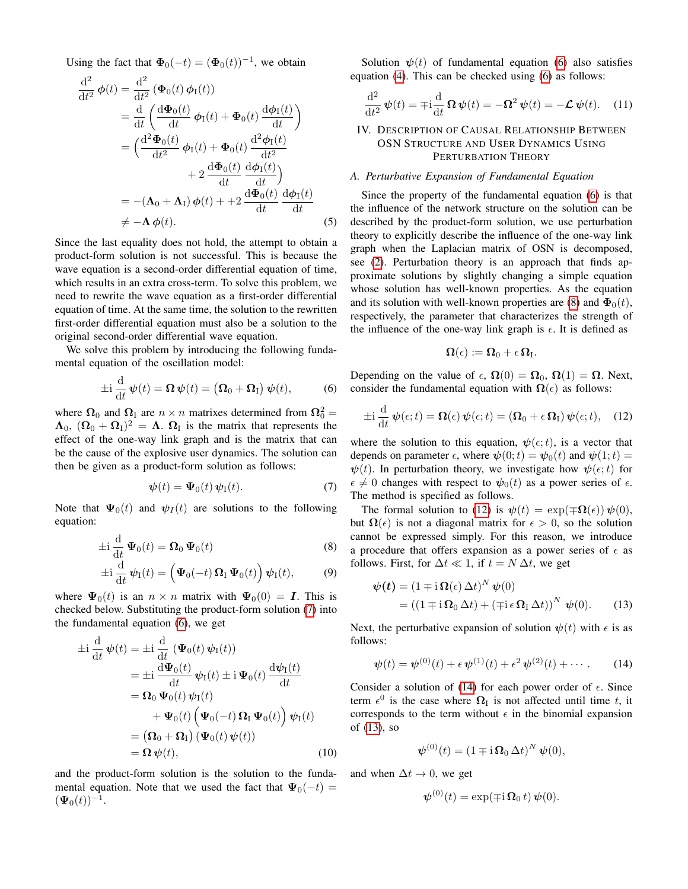Using the fact that $\boldsymbol{\Phi}_0(-t) = (\boldsymbol{\Phi}_0(t))^{-1}$, we obtain

$$
\begin{aligned}
\frac{\mathrm{d}^2}{\mathrm{d}t^2}\,\boldsymbol{\phi}(t) &= \frac{\mathrm{d}^2}{\mathrm{d}t^2}\,(\boldsymbol{\Phi}_0(t)\,\boldsymbol{\phi}_{\mathrm{I}}(t)) \\
&= \frac{\mathrm{d}}{\mathrm{d}t}\left(\frac{\mathrm{d}\boldsymbol{\Phi}_0(t)}{\mathrm{d}t}\,\boldsymbol{\phi}_{\mathrm{I}}(t) + \boldsymbol{\Phi}_0(t)\,\frac{\mathrm{d}\boldsymbol{\phi}_{\mathrm{I}}(t)}{\mathrm{d}t}\right) \\
&= \Big(\frac{\mathrm{d}^2\boldsymbol{\Phi}_0(t)}{\mathrm{d}t^2}\,\boldsymbol{\phi}_{\mathrm{I}}(t) + \boldsymbol{\Phi}_0(t)\,\frac{\mathrm{d}^2\boldsymbol{\phi}_{\mathrm{I}}(t)}{\mathrm{d}t^2} \\
&\qquad + 2\,\frac{\mathrm{d}\boldsymbol{\Phi}_0(t)}{\mathrm{d}t}\,\frac{\mathrm{d}\boldsymbol{\phi}_{\mathrm{I}}(t)}{\mathrm{d}t}\Big) \\
&= -(\boldsymbol{\Lambda}_0 + \boldsymbol{\Lambda}_{\mathrm{I}})\,\boldsymbol{\phi}(t) + +2\,\frac{\mathrm{d}\boldsymbol{\Phi}_0(t)}{\mathrm{d}t}\,\frac{\mathrm{d}\boldsymbol{\phi}_{\mathrm{I}}(t)}{\mathrm{d}t} \\
&\neq -\boldsymbol{\Lambda}\,\boldsymbol{\phi}(t).
\end{aligned}
\tag{5}
$$

Since the last equality does not hold, the attempt to obtain a product-form solution is not successful. This is because the wave equation is a second-order differential equation of time, which results in an extra cross-term. To solve this problem, we need to rewrite the wave equation as a first-order differential equation of time. At the same time, the solution to the rewritten first-order differential equation must also be a solution to the original second-order differential wave equation.

We solve this problem by introducing the following fundamental equation of the oscillation model:

$$
\pm\mathrm{i}\,\frac{\mathrm{d}}{\mathrm{d}t}\,\boldsymbol{\psi}(t) = \boldsymbol{\Omega}\,\boldsymbol{\psi}(t) = \big(\boldsymbol{\Omega}_0 + \boldsymbol{\Omega}_{\mathrm{I}}\big)\,\boldsymbol{\psi}(t), \tag{6}
$$

where $\boldsymbol{\Omega}_0$ and $\boldsymbol{\Omega}_{\mathrm{I}}$ are $n \times n$ matrixes determined from $\boldsymbol{\Omega}_0^2 = \boldsymbol{\Lambda}_0$, $(\boldsymbol{\Omega}_0 + \boldsymbol{\Omega}_{\mathrm{I}})^2 = \boldsymbol{\Lambda}$. $\boldsymbol{\Omega}_{\mathrm{I}}$ is the matrix that represents the effect of the one-way link graph and is the matrix that can be the cause of the explosive user dynamics. The solution can then be given as a product-form solution as follows:

$$
\boldsymbol{\psi}(t) = \boldsymbol{\Psi}_0(t)\,\boldsymbol{\psi}_{\mathrm{I}}(t). \tag{7}
$$

Note that $\boldsymbol{\Psi}_0(t)$ and $\boldsymbol{\psi}_I(t)$ are solutions to the following equation:

$$
\pm\mathrm{i}\,\frac{\mathrm{d}}{\mathrm{d}t}\,\boldsymbol{\Psi}_0(t) = \boldsymbol{\Omega}_0\,\boldsymbol{\Psi}_0(t) \tag{8}
$$

$$
\pm\mathrm{i}\,\frac{\mathrm{d}}{\mathrm{d}t}\,\boldsymbol{\psi}_{\mathrm{I}}(t) = \Big(\boldsymbol{\Psi}_0(-t)\,\boldsymbol{\Omega}_{\mathrm{I}}\,\boldsymbol{\Psi}_0(t)\Big)\,\boldsymbol{\psi}_{\mathrm{I}}(t), \tag{9}
$$

where $\boldsymbol{\Psi}_0(t)$ is an $n \times n$ matrix with $\boldsymbol{\Psi}_0(0) = \boldsymbol{I}$. This is checked below. Substituting the product-form solution (7) into the fundamental equation (6), we get

$$
\begin{aligned}
\pm\mathrm{i}\,\frac{\mathrm{d}}{\mathrm{d}t}\,\boldsymbol{\psi}(t) &= \pm\mathrm{i}\,\frac{\mathrm{d}}{\mathrm{d}t}\,\big(\boldsymbol{\Psi}_0(t)\,\boldsymbol{\psi}_{\mathrm{I}}(t)\big) \\
&= \pm\mathrm{i}\,\frac{\mathrm{d}\boldsymbol{\Psi}_0(t)}{\mathrm{d}t}\,\boldsymbol{\psi}_{\mathrm{I}}(t) \pm \mathrm{i}\,\boldsymbol{\Psi}_0(t)\,\frac{\mathrm{d}\boldsymbol{\psi}_{\mathrm{I}}(t)}{\mathrm{d}t} \\
&= \boldsymbol{\Omega}_0\,\boldsymbol{\Psi}_0(t)\,\boldsymbol{\psi}_{\mathrm{I}}(t) \\
&\qquad + \boldsymbol{\Psi}_0(t)\,\Big(\boldsymbol{\Psi}_0(-t)\,\boldsymbol{\Omega}_{\mathrm{I}}\,\boldsymbol{\Psi}_0(t)\Big)\,\boldsymbol{\psi}_{\mathrm{I}}(t) \\
&= \big(\boldsymbol{\Omega}_0 + \boldsymbol{\Omega}_{\mathrm{I}}\big)\,\big(\boldsymbol{\Psi}_0(t)\,\boldsymbol{\psi}(t)\big) \\
&= \boldsymbol{\Omega}\,\boldsymbol{\psi}(t),
\end{aligned}
\tag{10}
$$

and the product-form solution is the solution to the fundamental equation. Note that we used the fact that $\boldsymbol{\Psi}_0(-t) = (\boldsymbol{\Psi}_0(t))^{-1}$.

Solution $\boldsymbol{\psi}(t)$ of fundamental equation (6) also satisfies equation (4). This can be checked using (6) as follows:

$$
\frac{\mathrm{d}^2}{\mathrm{d}t^2}\,\boldsymbol{\psi}(t) = \mp\mathrm{i}\frac{\mathrm{d}}{\mathrm{d}t}\,\boldsymbol{\Omega}\,\boldsymbol{\psi}(t) = -\boldsymbol{\Omega}^2\,\boldsymbol{\psi}(t) = -\boldsymbol{\mathcal{L}}\,\boldsymbol{\psi}(t). \tag{11}
$$

## IV. Description of Causal Relationship Between OSN Structure and User Dynamics Using Perturbation Theory

### A. Perturbative Expansion of Fundamental Equation

Since the property of the fundamental equation (6) is that the influence of the network structure on the solution can be described by the product-form solution, we use perturbation theory to explicitly describe the influence of the one-way link graph when the Laplacian matrix of OSN is decomposed, see (2). Perturbation theory is an approach that finds approximate solutions by slightly changing a simple equation whose solution has well-known properties. As the equation and its solution with well-known properties are (8) and $\boldsymbol{\Phi}_0(t)$, respectively, the parameter that characterizes the strength of the influence of the one-way link graph is $\epsilon$. It is defined as

$$
\boldsymbol{\Omega}(\epsilon) := \boldsymbol{\Omega}_0 + \epsilon\,\boldsymbol{\Omega}_{\mathrm{I}}.
$$

Depending on the value of $\epsilon$, $\boldsymbol{\Omega}(0) = \boldsymbol{\Omega}_0$, $\boldsymbol{\Omega}(1) = \boldsymbol{\Omega}$. Next, consider the fundamental equation with $\boldsymbol{\Omega}(\epsilon)$ as follows:

$$
\pm\mathrm{i}\,\frac{\mathrm{d}}{\mathrm{d}t}\,\boldsymbol{\psi}(\epsilon;t) = \boldsymbol{\Omega}(\epsilon)\,\boldsymbol{\psi}(\epsilon;t) = (\boldsymbol{\Omega}_0 + \epsilon\,\boldsymbol{\Omega}_{\mathrm{I}})\,\boldsymbol{\psi}(\epsilon;t), \tag{12}
$$

where the solution to this equation, $\boldsymbol{\psi}(\epsilon;t)$, is a vector that depends on parameter $\epsilon$, where $\boldsymbol{\psi}(0;t) = \boldsymbol{\psi}_0(t)$ and $\boldsymbol{\psi}(1;t) = \boldsymbol{\psi}(t)$. In perturbation theory, we investigate how $\boldsymbol{\psi}(\epsilon;t)$ for $\epsilon \neq 0$ changes with respect to $\boldsymbol{\psi}_0(t)$ as a power series of $\epsilon$. The method is specified as follows.

The formal solution to (12) is $\boldsymbol{\psi}(t) = \exp(\mp\boldsymbol{\Omega}(\epsilon))\,\boldsymbol{\psi}(0)$, but $\boldsymbol{\Omega}(\epsilon)$ is not a diagonal matrix for $\epsilon > 0$, so the solution cannot be expressed simply. For this reason, we introduce a procedure that offers expansion as a power series of $\epsilon$ as follows. First, for $\Delta t \ll 1$, if $t = N\,\Delta t$, we get

$$
\begin{aligned}
\boldsymbol{\psi}(\boldsymbol{t}) &= \big(1 \mp \mathrm{i}\,\boldsymbol{\Omega}(\epsilon)\,\Delta t\big)^N\,\boldsymbol{\psi}(0) \\
&= \big((1 \mp \mathrm{i}\,\boldsymbol{\Omega}_0\,\Delta t) + (\mp\mathrm{i}\,\epsilon\,\boldsymbol{\Omega}_{\mathrm{I}}\,\Delta t)\big)^N\;\boldsymbol{\psi}(0).
\end{aligned}
\tag{13}
$$

Next, the perturbative expansion of solution $\boldsymbol{\psi}(t)$ with $\epsilon$ is as follows:

$$
\boldsymbol{\psi}(t) = \boldsymbol{\psi}^{(0)}(t) + \epsilon\,\boldsymbol{\psi}^{(1)}(t) + \epsilon^2\,\boldsymbol{\psi}^{(2)}(t) + \cdots. \tag{14}
$$

Consider a solution of (14) for each power order of $\epsilon$. Since term $\epsilon^0$ is the case where $\boldsymbol{\Omega}_{\mathrm{I}}$ is not affected until time $t$, it corresponds to the term without $\epsilon$ in the binomial expansion of (13), so

$$
\boldsymbol{\psi}^{(0)}(t) = (1 \mp \mathrm{i}\,\boldsymbol{\Omega}_0\,\Delta t)^N\,\boldsymbol{\psi}(0),
$$

and when $\Delta t \to 0$, we get

$$
\boldsymbol{\psi}^{(0)}(t) = \exp(\mp\mathrm{i}\,\boldsymbol{\Omega}_0\,t)\,\boldsymbol{\psi}(0).
$$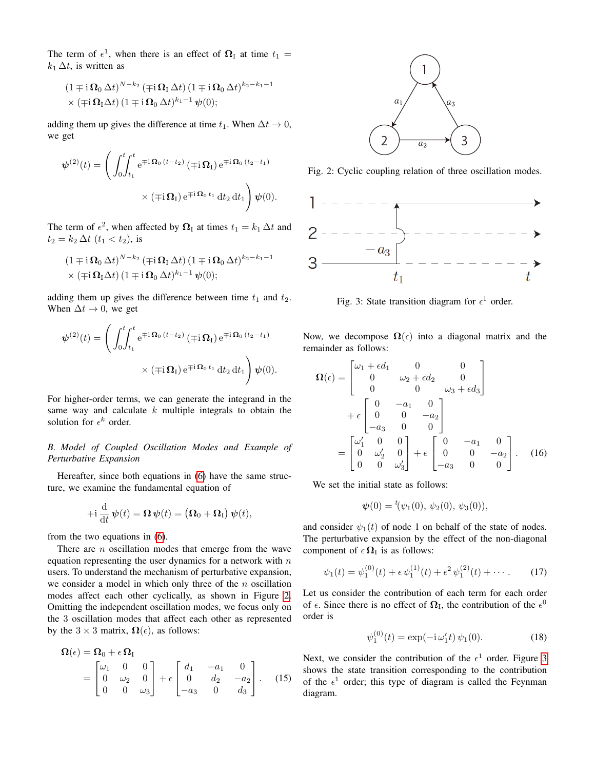The term of $\epsilon^1$, when there is an effect of $\mathbf{\Omega}_{\mathrm{I}}$ at time $t_1 = k_1\,\Delta t$, is written as

$$(1 \mp \mathrm{i}\,\mathbf{\Omega}_0\,\Delta t)^{N-k_2}\,(\mp\mathrm{i}\,\mathbf{\Omega}_{\mathrm{I}}\,\Delta t)\,(1 \mp \mathrm{i}\,\mathbf{\Omega}_0\,\Delta t)^{k_2-k_1-1} \times (\mp\mathrm{i}\,\mathbf{\Omega}_{\mathrm{I}}\Delta t)\,(1 \mp \mathrm{i}\,\mathbf{\Omega}_0\,\Delta t)^{k_1-1}\,\boldsymbol{\psi}(0);$$

adding them up gives the difference at time $t_1$. When $\Delta t \to 0$, we get

$$\boldsymbol{\psi}^{(2)}(t) = \left(\int_0^t\!\!\int_{t_1}^t \mathrm{e}^{\mp\mathrm{i}\,\mathbf{\Omega}_0\,(t-t_2)}\,(\mp\mathrm{i}\,\mathbf{\Omega}_{\mathrm{I}})\,\mathrm{e}^{\mp\mathrm{i}\,\mathbf{\Omega}_0\,(t_2-t_1)} \times (\mp\mathrm{i}\,\mathbf{\Omega}_{\mathrm{I}})\,\mathrm{e}^{\mp\mathrm{i}\,\mathbf{\Omega}_0\,t_1}\,\mathrm{d}t_2\,\mathrm{d}t_1\right)\boldsymbol{\psi}(0).$$

The term of $\epsilon^2$, when affected by $\mathbf{\Omega}_{\mathrm{I}}$ at times $t_1 = k_1\,\Delta t$ and $t_2 = k_2\,\Delta t$ $(t_1 < t_2)$, is

$$(1 \mp \mathrm{i}\,\mathbf{\Omega}_0\,\Delta t)^{N-k_2}\,(\mp\mathrm{i}\,\mathbf{\Omega}_{\mathrm{I}}\,\Delta t)\,(1 \mp \mathrm{i}\,\mathbf{\Omega}_0\,\Delta t)^{k_2-k_1-1} \times (\mp\mathrm{i}\,\mathbf{\Omega}_{\mathrm{I}}\Delta t)\,(1 \mp \mathrm{i}\,\mathbf{\Omega}_0\,\Delta t)^{k_1-1}\,\boldsymbol{\psi}(0);$$

adding them up gives the difference between time $t_1$ and $t_2$. When $\Delta t \to 0$, we get

$$\boldsymbol{\psi}^{(2)}(t) = \left(\int_0^t\!\!\int_{t_1}^t \mathrm{e}^{\mp\mathrm{i}\,\mathbf{\Omega}_0\,(t-t_2)}\,(\mp\mathrm{i}\,\mathbf{\Omega}_{\mathrm{I}})\,\mathrm{e}^{\mp\mathrm{i}\,\mathbf{\Omega}_0\,(t_2-t_1)} \times (\mp\mathrm{i}\,\mathbf{\Omega}_{\mathrm{I}})\,\mathrm{e}^{\mp\mathrm{i}\,\mathbf{\Omega}_0\,t_1}\,\mathrm{d}t_2\,\mathrm{d}t_1\right)\boldsymbol{\psi}(0).$$

For higher-order terms, we can generate the integrand in the same way and calculate $k$ multiple integrals to obtain the solution for $\epsilon^k$ order.

### *B. Model of Coupled Oscillation Modes and Example of Perturbative Expansion*

Hereafter, since both equations in (6) have the same structure, we examine the fundamental equation of

$$+\mathrm{i}\,\frac{\mathrm{d}}{\mathrm{d}t}\,\boldsymbol{\psi}(t) = \mathbf{\Omega}\,\boldsymbol{\psi}(t) = \left(\mathbf{\Omega}_0 + \mathbf{\Omega}_{\mathrm{I}}\right)\boldsymbol{\psi}(t),$$

from the two equations in (6).

There are $n$ oscillation modes that emerge from the wave equation representing the user dynamics for a network with $n$ users. To understand the mechanism of perturbative expansion, we consider a model in which only three of the $n$ oscillation modes affect each other cyclically, as shown in Figure 2. Omitting the independent oscillation modes, we focus only on the 3 oscillation modes that affect each other as represented by the $3 \times 3$ matrix, $\mathbf{\Omega}(\epsilon)$, as follows:

$$\mathbf{\Omega}(\epsilon) = \mathbf{\Omega}_0 + \epsilon\,\mathbf{\Omega}_{\mathrm{I}} = \begin{bmatrix}\omega_1 & 0 & 0\\ 0 & \omega_2 & 0\\ 0 & 0 & \omega_3\end{bmatrix} + \epsilon\begin{bmatrix} d_1 & -a_1 & 0\\ 0 & d_2 & -a_2\\ -a_3 & 0 & d_3\end{bmatrix}. \tag{15}$$

Fig. 2: Cyclic coupling relation of three oscillation modes.

Fig. 3: State transition diagram for $\epsilon^1$ order.

Now, we decompose $\mathbf{\Omega}(\epsilon)$ into a diagonal matrix and the remainder as follows:

$$\begin{aligned}\mathbf{\Omega}(\epsilon) &= \begin{bmatrix}\omega_1 + \epsilon d_1 & 0 & 0\\ 0 & \omega_2 + \epsilon d_2 & 0\\ 0 & 0 & \omega_3 + \epsilon d_3\end{bmatrix} + \epsilon\begin{bmatrix} 0 & -a_1 & 0\\ 0 & 0 & -a_2\\ -a_3 & 0 & 0\end{bmatrix}\\ &= \begin{bmatrix}\omega_1' & 0 & 0\\ 0 & \omega_2' & 0\\ 0 & 0 & \omega_3'\end{bmatrix} + \epsilon\begin{bmatrix} 0 & -a_1 & 0\\ 0 & 0 & -a_2\\ -a_3 & 0 & 0\end{bmatrix}.\end{aligned} \tag{16}$$

We set the initial state as follows:

$$\boldsymbol{\psi}(0) = {}^t(\psi_1(0),\,\psi_2(0),\,\psi_3(0)),$$

and consider $\psi_1(t)$ of node 1 on behalf of the state of nodes. The perturbative expansion by the effect of the non-diagonal component of $\epsilon\,\mathbf{\Omega}_{\mathrm{I}}$ is as follows:

$$\psi_1(t) = \psi_1^{(0)}(t) + \epsilon\,\psi_1^{(1)}(t) + \epsilon^2\,\psi_1^{(2)}(t) + \cdots. \tag{17}$$

Let us consider the contribution of each term for each order of $\epsilon$. Since there is no effect of $\mathbf{\Omega}_{\mathrm{I}}$, the contribution of the $\epsilon^0$ order is

$$\psi_1^{(0)}(t) = \exp(-\mathrm{i}\,\omega_1' t)\,\psi_1(0). \tag{18}$$

Next, we consider the contribution of the $\epsilon^1$ order. Figure 3 shows the state transition corresponding to the contribution of the $\epsilon^1$ order; this type of diagram is called the Feynman diagram.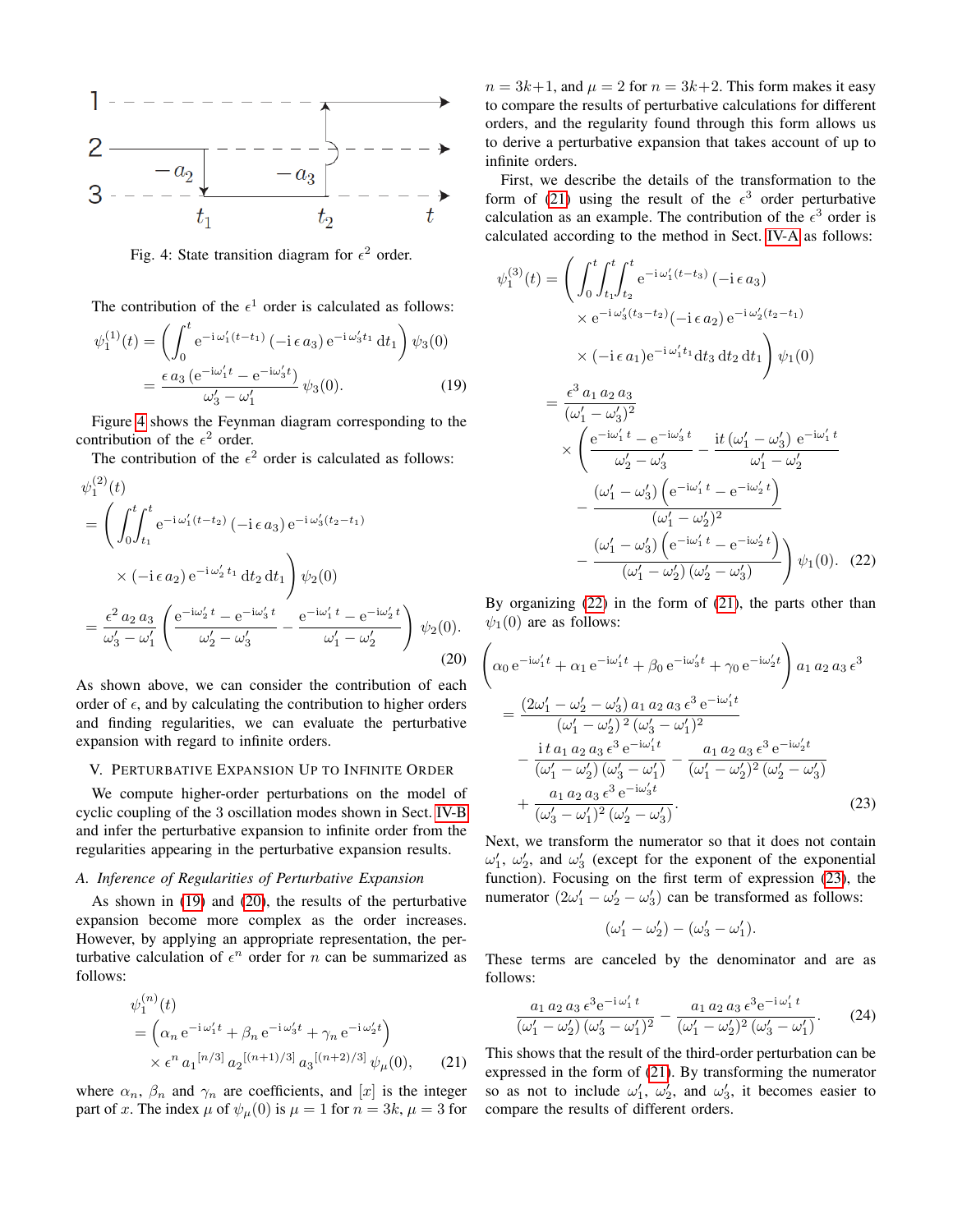Fig. 4: State transition diagram for $\epsilon^2$ order.

The contribution of the $\epsilon^1$ order is calculated as follows:

$$\psi_1^{(1)}(t) = \left( \int_0^t \mathrm{e}^{-\mathrm{i}\,\omega_1'(t-t_1)}\,(-\mathrm{i}\,\epsilon\,a_3)\,\mathrm{e}^{-\mathrm{i}\,\omega_3' t_1}\,\mathrm{d}t_1 \right) \psi_3(0) = \frac{\epsilon\,a_3\,(\mathrm{e}^{-\mathrm{i}\omega_1' t} - \mathrm{e}^{-\mathrm{i}\omega_3' t})}{\omega_3' - \omega_1'}\,\psi_3(0). \tag{19}$$

Figure 4 shows the Feynman diagram corresponding to the contribution of the $\epsilon^2$ order.

The contribution of the $\epsilon^2$ order is calculated as follows:

$$\begin{aligned}
&\psi_1^{(2)}(t) \\
&= \left( \int_0^t\!\!\int_{t_1}^t \mathrm{e}^{-\mathrm{i}\,\omega_1'(t-t_2)}\,(-\mathrm{i}\,\epsilon\,a_3)\,\mathrm{e}^{-\mathrm{i}\,\omega_3'(t_2-t_1)} \right. \\
&\qquad \left. \times (-\mathrm{i}\,\epsilon\,a_2)\,\mathrm{e}^{-\mathrm{i}\,\omega_2' t_1}\,\mathrm{d}t_2\,\mathrm{d}t_1 \right) \psi_2(0) \\
&= \frac{\epsilon^2\,a_2\,a_3}{\omega_3' - \omega_1'} \left( \frac{\mathrm{e}^{-\mathrm{i}\omega_2' t} - \mathrm{e}^{-\mathrm{i}\omega_3' t}}{\omega_2' - \omega_3'} - \frac{\mathrm{e}^{-\mathrm{i}\omega_1' t} - \mathrm{e}^{-\mathrm{i}\omega_2' t}}{\omega_1' - \omega_2'} \right) \psi_2(0).
\end{aligned} \tag{20}$$

As shown above, we can consider the contribution of each order of $\epsilon$, and by calculating the contribution to higher orders and finding regularities, we can evaluate the perturbative expansion with regard to infinite orders.

## V. Perturbative Expansion Up to Infinite Order

We compute higher-order perturbations on the model of cyclic coupling of the 3 oscillation modes shown in Sect. IV-B and infer the perturbative expansion to infinite order from the regularities appearing in the perturbative expansion results.

### A. Inference of Regularities of Perturbative Expansion

As shown in (19) and (20), the results of the perturbative expansion become more complex as the order increases. However, by applying an appropriate representation, the perturbative calculation of $\epsilon^n$ order for $n$ can be summarized as follows:

$$\begin{aligned}
&\psi_1^{(n)}(t) \\
&= \left( \alpha_n\,\mathrm{e}^{-\mathrm{i}\,\omega_1' t} + \beta_n\,\mathrm{e}^{-\mathrm{i}\,\omega_3' t} + \gamma_n\,\mathrm{e}^{-\mathrm{i}\,\omega_2' t} \right) \\
&\quad \times \epsilon^n\,{a_1}^{[n/3]}\,{a_2}^{[(n+1)/3]}\,{a_3}^{[(n+2)/3]}\,\psi_\mu(0),
\end{aligned} \tag{21}$$

where $\alpha_n$, $\beta_n$ and $\gamma_n$ are coefficients, and $[x]$ is the integer part of $x$. The index $\mu$ of $\psi_\mu(0)$ is $\mu = 1$ for $n = 3k$, $\mu = 3$ for $n = 3k{+}1$, and $\mu = 2$ for $n = 3k{+}2$. This form makes it easy to compare the results of perturbative calculations for different orders, and the regularity found through this form allows us to derive a perturbative expansion that takes account of up to infinite orders.

First, we describe the details of the transformation to the form of (21) using the result of the $\epsilon^3$ order perturbative calculation as an example. The contribution of the $\epsilon^3$ order is calculated according to the method in Sect. IV-A as follows:

$$\begin{aligned}
\psi_1^{(3)}(t) &= \left( \int_0^t\!\!\int_{t_1}^t\!\!\int_{t_2}^t \mathrm{e}^{-\mathrm{i}\,\omega_1'(t-t_3)}\,(-\mathrm{i}\,\epsilon\,a_3) \right. \\
&\qquad \times \mathrm{e}^{-\mathrm{i}\,\omega_3'(t_3-t_2)}(-\mathrm{i}\,\epsilon\,a_2)\,\mathrm{e}^{-\mathrm{i}\,\omega_2'(t_2-t_1)} \\
&\qquad \left. \times (-\mathrm{i}\,\epsilon\,a_1)\mathrm{e}^{-\mathrm{i}\,\omega_1' t_1}\mathrm{d}t_3\,\mathrm{d}t_2\,\mathrm{d}t_1 \right) \psi_1(0) \\
&= \frac{\epsilon^3\,a_1\,a_2\,a_3}{(\omega_1' - \omega_3')^2} \\
&\quad \times \left( \frac{\mathrm{e}^{-\mathrm{i}\omega_1'\,t} - \mathrm{e}^{-\mathrm{i}\omega_3'\,t}}{\omega_2' - \omega_3'} - \frac{\mathrm{i}t\,(\omega_1' - \omega_3')\,\mathrm{e}^{-\mathrm{i}\omega_1'\,t}}{\omega_1' - \omega_2'} \right. \\
&\qquad - \frac{(\omega_1' - \omega_3')\left(\mathrm{e}^{-\mathrm{i}\omega_1'\,t} - \mathrm{e}^{-\mathrm{i}\omega_2'\,t}\right)}{(\omega_1' - \omega_2')^2} \\
&\qquad \left. - \frac{(\omega_1' - \omega_3')\left(\mathrm{e}^{-\mathrm{i}\omega_1'\,t} - \mathrm{e}^{-\mathrm{i}\omega_2'\,t}\right)}{(\omega_1' - \omega_2')\,(\omega_2' - \omega_3')} \right) \psi_1(0).
\end{aligned} \tag{22}$$

By organizing (22) in the form of (21), the parts other than $\psi_1(0)$ are as follows:

$$\begin{aligned}
&\left( \alpha_0\,\mathrm{e}^{-\mathrm{i}\omega_1' t} + \alpha_1\,\mathrm{e}^{-\mathrm{i}\omega_1' t} + \beta_0\,\mathrm{e}^{-\mathrm{i}\omega_3' t} + \gamma_0\,\mathrm{e}^{-\mathrm{i}\omega_2' t} \right) a_1\,a_2\,a_3\,\epsilon^3 \\
&= \frac{(2\omega_1' - \omega_2' - \omega_3')\,a_1\,a_2\,a_3\,\epsilon^3\,\mathrm{e}^{-\mathrm{i}\omega_1' t}}{(\omega_1' - \omega_2')^{\,2}\,(\omega_3' - \omega_1')^2} \\
&\quad - \frac{\mathrm{i}\,t\,a_1\,a_2\,a_3\,\epsilon^3\,\mathrm{e}^{-\mathrm{i}\omega_1' t}}{(\omega_1' - \omega_2')\,(\omega_3' - \omega_1')} - \frac{a_1\,a_2\,a_3\,\epsilon^3\,\mathrm{e}^{-\mathrm{i}\omega_2' t}}{(\omega_1' - \omega_2')^2\,(\omega_2' - \omega_3')} \\
&\quad + \frac{a_1\,a_2\,a_3\,\epsilon^3\,\mathrm{e}^{-\mathrm{i}\omega_3' t}}{(\omega_3' - \omega_1')^2\,(\omega_2' - \omega_3')}.
\end{aligned} \tag{23}$$

Next, we transform the numerator so that it does not contain $\omega_1'$, $\omega_2'$, and $\omega_3'$ (except for the exponent of the exponential function). Focusing on the first term of expression (23), the numerator $(2\omega_1' - \omega_2' - \omega_3')$ can be transformed as follows:

$$(\omega_1' - \omega_2') - (\omega_3' - \omega_1').$$

These terms are canceled by the denominator and are as follows:

$$\frac{a_1\,a_2\,a_3\,\epsilon^3\mathrm{e}^{-\mathrm{i}\,\omega_1'\,t}}{(\omega_1' - \omega_2')\,(\omega_3' - \omega_1')^2} - \frac{a_1\,a_2\,a_3\,\epsilon^3\mathrm{e}^{-\mathrm{i}\,\omega_1'\,t}}{(\omega_1' - \omega_2')^2\,(\omega_3' - \omega_1')}. \tag{24}$$

This shows that the result of the third-order perturbation can be expressed in the form of (21). By transforming the numerator so as not to include $\omega_1'$, $\omega_2'$, and $\omega_3'$, it becomes easier to compare the results of different orders.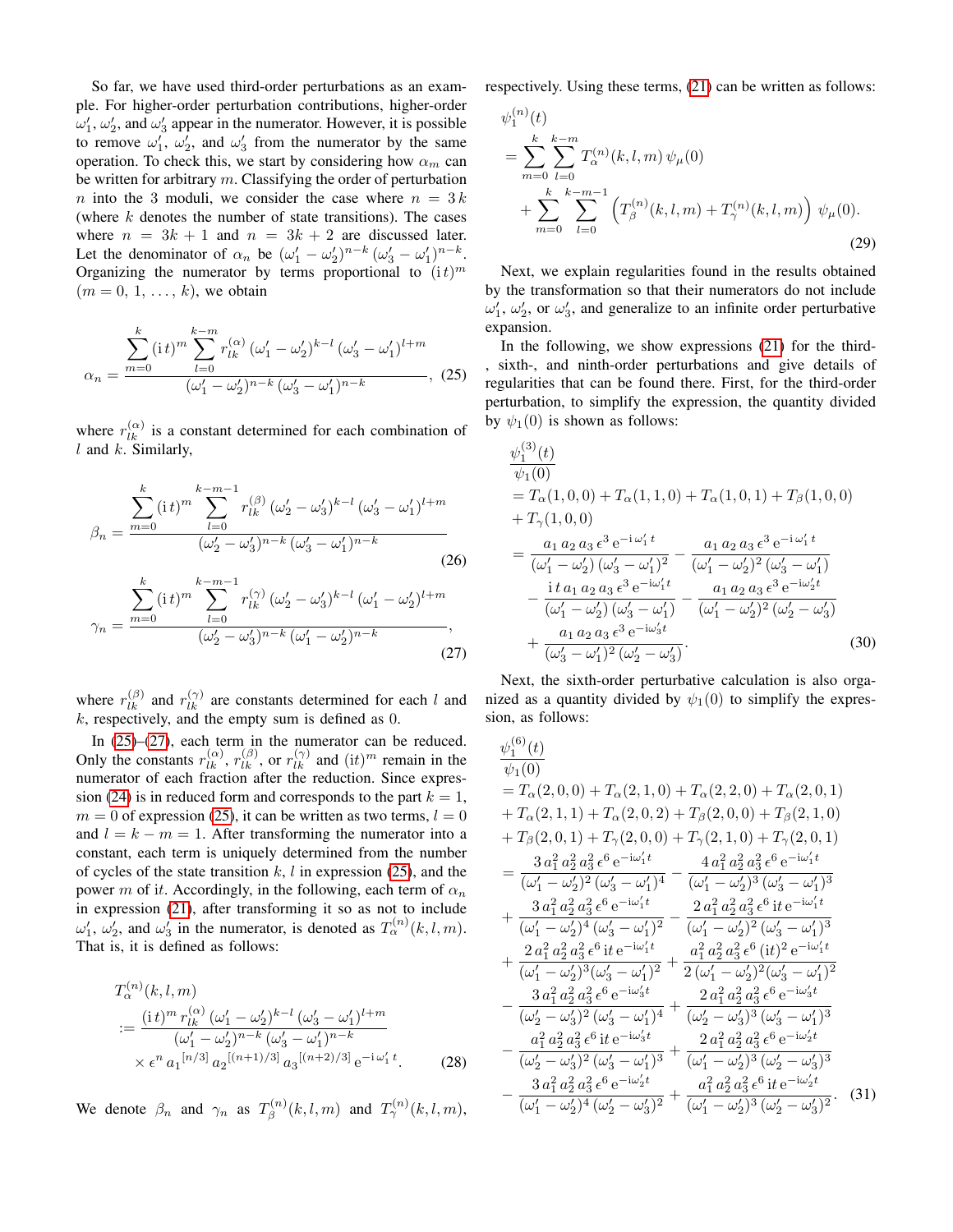So far, we have used third-order perturbations as an example. For higher-order perturbation contributions, higher-order $\omega_1'$, $\omega_2'$, and $\omega_3'$ appear in the numerator. However, it is possible to remove $\omega_1'$, $\omega_2'$, and $\omega_3'$ from the numerator by the same operation. To check this, we start by considering how $\alpha_m$ can be written for arbitrary $m$. Classifying the order of perturbation $n$ into the 3 moduli, we consider the case where $n = 3\,k$ (where $k$ denotes the number of state transitions). The cases where $n = 3k+1$ and $n = 3k+2$ are discussed later. Let the denominator of $\alpha_n$ be $(\omega_1' - \omega_2')^{n-k}\,(\omega_3' - \omega_1')^{n-k}$. Organizing the numerator by terms proportional to $(\mathrm{i}\,t)^m$ ($m = 0,\,1,\,\ldots,\,k$), we obtain

$$
\alpha_n = \frac{\displaystyle\sum_{m=0}^{k} (\mathrm{i}\,t)^m \sum_{l=0}^{k-m} r_{lk}^{(\alpha)}\,(\omega_1' - \omega_2')^{k-l}\,(\omega_3' - \omega_1')^{l+m}}{(\omega_1' - \omega_2')^{n-k}\,(\omega_3' - \omega_1')^{n-k}}, \quad (25)
$$

where $r_{lk}^{(\alpha)}$ is a constant determined for each combination of $l$ and $k$. Similarly,

$$
\beta_n = \frac{\displaystyle\sum_{m=0}^{k} (\mathrm{i}\,t)^m \sum_{l=0}^{k-m-1} r_{lk}^{(\beta)}\,(\omega_2' - \omega_3')^{k-l}\,(\omega_3' - \omega_1')^{l+m}}{(\omega_2' - \omega_3')^{n-k}\,(\omega_3' - \omega_1')^{n-k}} \quad (26)
$$

$$
\gamma_n = \frac{\displaystyle\sum_{m=0}^{k} (\mathrm{i}\,t)^m \sum_{l=0}^{k-m-1} r_{lk}^{(\gamma)}\,(\omega_2' - \omega_3')^{k-l}\,(\omega_1' - \omega_2')^{l+m}}{(\omega_2' - \omega_3')^{n-k}\,(\omega_1' - \omega_2')^{n-k}}, \quad (27)
$$

where $r_{lk}^{(\beta)}$ and $r_{lk}^{(\gamma)}$ are constants determined for each $l$ and $k$, respectively, and the empty sum is defined as 0.

In (25)–(27), each term in the numerator can be reduced. Only the constants $r_{lk}^{(\alpha)}$, $r_{lk}^{(\beta)}$, or $r_{lk}^{(\gamma)}$ and $(\mathrm{i}t)^m$ remain in the numerator of each fraction after the reduction. Since expression (24) is in reduced form and corresponds to the part $k = 1$, $m = 0$ of expression (25), it can be written as two terms, $l = 0$ and $l = k - m = 1$. After transforming the numerator into a constant, each term is uniquely determined from the number of cycles of the state transition $k$, $l$ in expression (25), and the power $m$ of $\mathrm{i}t$. Accordingly, in the following, each term of $\alpha_n$ in expression (21), after transforming it so as not to include $\omega_1'$, $\omega_2'$, and $\omega_3'$ in the numerator, is denoted as $T_\alpha^{(n)}(k,l,m)$. That is, it is defined as follows:

$$
\begin{aligned}
&T_\alpha^{(n)}(k,l,m) \\
&:= \frac{(\mathrm{i}\,t)^m\, r_{lk}^{(\alpha)}\,(\omega_1' - \omega_2')^{k-l}\,(\omega_3' - \omega_1')^{l+m}}{(\omega_1' - \omega_2')^{n-k}\,(\omega_3' - \omega_1')^{n-k}} \\
&\quad \times \epsilon^n\, a_1^{\,[n/3]}\, a_2^{\,[(n+1)/3]}\, a_3^{\,[(n+2)/3]}\, \mathrm{e}^{-\mathrm{i}\,\omega_1'\,t}.
\end{aligned} \quad (28)
$$

We denote $\beta_n$ and $\gamma_n$ as $T_\beta^{(n)}(k,l,m)$ and $T_\gamma^{(n)}(k,l,m)$, respectively. Using these terms, (21) can be written as follows:

$$
\begin{aligned}
&\psi_1^{(n)}(t) \\
&= \sum_{m=0}^{k}\sum_{l=0}^{k-m} T_\alpha^{(n)}(k,l,m)\,\psi_\mu(0) \\
&\quad + \sum_{m=0}^{k}\sum_{l=0}^{k-m-1} \left(T_\beta^{(n)}(k,l,m) + T_\gamma^{(n)}(k,l,m)\right)\,\psi_\mu(0).
\end{aligned} \quad (29)
$$

Next, we explain regularities found in the results obtained by the transformation so that their numerators do not include $\omega_1'$, $\omega_2'$, or $\omega_3'$, and generalize to an infinite order perturbative expansion.

In the following, we show expressions (21) for the third-, sixth-, and ninth-order perturbations and give details of regularities that can be found there. First, for the third-order perturbation, to simplify the expression, the quantity divided by $\psi_1(0)$ is shown as follows:

$$
\begin{aligned}
&\frac{\psi_1^{(3)}(t)}{\psi_1(0)} \\
&= T_\alpha(1,0,0) + T_\alpha(1,1,0) + T_\alpha(1,0,1) + T_\beta(1,0,0) \\
&\quad + T_\gamma(1,0,0) \\
&= \frac{a_1\,a_2\,a_3\,\epsilon^3\,\mathrm{e}^{-\mathrm{i}\,\omega_1'\,t}}{(\omega_1' - \omega_2')\,(\omega_3' - \omega_1')^2} - \frac{a_1\,a_2\,a_3\,\epsilon^3\,\mathrm{e}^{-\mathrm{i}\,\omega_1'\,t}}{(\omega_1' - \omega_2')^2\,(\omega_3' - \omega_1')} \\
&\quad - \frac{\mathrm{i}\,t\,a_1\,a_2\,a_3\,\epsilon^3\,\mathrm{e}^{-\mathrm{i}\omega_1' t}}{(\omega_1' - \omega_2')\,(\omega_3' - \omega_1')} - \frac{a_1\,a_2\,a_3\,\epsilon^3\,\mathrm{e}^{-\mathrm{i}\omega_2' t}}{(\omega_1' - \omega_2')^2\,(\omega_2' - \omega_3')} \\
&\quad + \frac{a_1\,a_2\,a_3\,\epsilon^3\,\mathrm{e}^{-\mathrm{i}\omega_3' t}}{(\omega_3' - \omega_1')^2\,(\omega_2' - \omega_3')}.
\end{aligned} \quad (30)
$$

Next, the sixth-order perturbative calculation is also organized as a quantity divided by $\psi_1(0)$ to simplify the expression, as follows:

$$
\begin{aligned}
&\frac{\psi_1^{(6)}(t)}{\psi_1(0)} \\
&= T_\alpha(2,0,0) + T_\alpha(2,1,0) + T_\alpha(2,2,0) + T_\alpha(2,0,1) \\
&\quad + T_\alpha(2,1,1) + T_\alpha(2,0,2) + T_\beta(2,0,0) + T_\beta(2,1,0) \\
&\quad + T_\beta(2,0,1) + T_\gamma(2,0,0) + T_\gamma(2,1,0) + T_\gamma(2,0,1) \\
&= \frac{3\,a_1^2\,a_2^2\,a_3^2\,\epsilon^6\,\mathrm{e}^{-\mathrm{i}\omega_1' t}}{(\omega_1' - \omega_2')^2\,(\omega_3' - \omega_1')^4} - \frac{4\,a_1^2\,a_2^2\,a_3^2\,\epsilon^6\,\mathrm{e}^{-\mathrm{i}\omega_1' t}}{(\omega_1' - \omega_2')^3\,(\omega_3' - \omega_1')^3} \\
&\quad + \frac{3\,a_1^2\,a_2^2\,a_3^2\,\epsilon^6\,\mathrm{e}^{-\mathrm{i}\omega_1' t}}{(\omega_1' - \omega_2')^4\,(\omega_3' - \omega_1')^2} - \frac{2\,a_1^2\,a_2^2\,a_3^2\,\epsilon^6\,\mathrm{i}t\,\mathrm{e}^{-\mathrm{i}\omega_1' t}}{(\omega_1' - \omega_2')^2\,(\omega_3' - \omega_1')^3} \\
&\quad + \frac{2\,a_1^2\,a_2^2\,a_3^2\,\epsilon^6\,\mathrm{i}t\,\mathrm{e}^{-\mathrm{i}\omega_1' t}}{(\omega_1' - \omega_2')^3(\omega_3' - \omega_1')^2} + \frac{a_1^2\,a_2^2\,a_3^2\,\epsilon^6\,(\mathrm{i}t)^2\,\mathrm{e}^{-\mathrm{i}\omega_1' t}}{2\,(\omega_1' - \omega_2')^2(\omega_3' - \omega_1')^2} \\
&\quad - \frac{3\,a_1^2\,a_2^2\,a_3^2\,\epsilon^6\,\mathrm{e}^{-\mathrm{i}\omega_3' t}}{(\omega_2' - \omega_3')^2\,(\omega_3' - \omega_1')^4} + \frac{2\,a_1^2\,a_2^2\,a_3^2\,\epsilon^6\,\mathrm{e}^{-\mathrm{i}\omega_3' t}}{(\omega_2' - \omega_3')^3\,(\omega_3' - \omega_1')^3} \\
&\quad - \frac{a_1^2\,a_2^2\,a_3^2\,\epsilon^6\,\mathrm{i}t\,\mathrm{e}^{-\mathrm{i}\omega_3' t}}{(\omega_2' - \omega_3')^2\,(\omega_3' - \omega_1')^3} + \frac{2\,a_1^2\,a_2^2\,a_3^2\,\epsilon^6\,\mathrm{e}^{-\mathrm{i}\omega_2' t}}{(\omega_1' - \omega_2')^3\,(\omega_2' - \omega_3')^3} \\
&\quad - \frac{3\,a_1^2\,a_2^2\,a_3^2\,\epsilon^6\,\mathrm{e}^{-\mathrm{i}\omega_2' t}}{(\omega_1' - \omega_2')^4\,(\omega_2' - \omega_3')^2} + \frac{a_1^2\,a_2^2\,a_3^2\,\epsilon^6\,\mathrm{i}t\,\mathrm{e}^{-\mathrm{i}\omega_2' t}}{(\omega_1' - \omega_2')^3\,(\omega_2' - \omega_3')^2}.
\end{aligned} \quad (31)
$$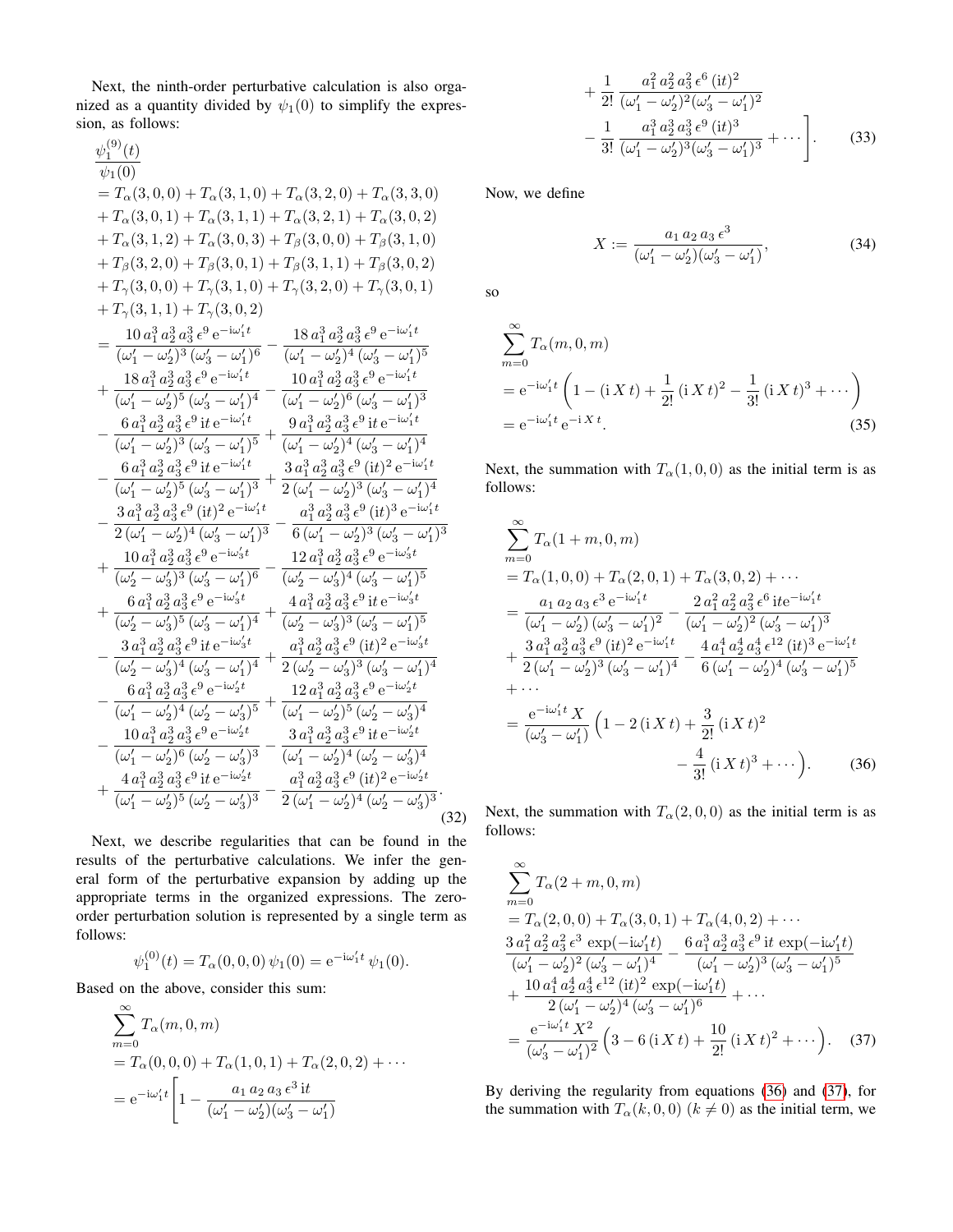Next, the ninth-order perturbative calculation is also organized as a quantity divided by $\psi_1(0)$ to simplify the expression, as follows:

$$
\begin{aligned}
&\frac{\psi_1^{(9)}(t)}{\psi_1(0)} \\
&= T_\alpha(3,0,0) + T_\alpha(3,1,0) + T_\alpha(3,2,0) + T_\alpha(3,3,0) \\
&+ T_\alpha(3,0,1) + T_\alpha(3,1,1) + T_\alpha(3,2,1) + T_\alpha(3,0,2) \\
&+ T_\alpha(3,1,2) + T_\alpha(3,0,3) + T_\beta(3,0,0) + T_\beta(3,1,0) \\
&+ T_\beta(3,2,0) + T_\beta(3,0,1) + T_\beta(3,1,1) + T_\beta(3,0,2) \\
&+ T_\gamma(3,0,0) + T_\gamma(3,1,0) + T_\gamma(3,2,0) + T_\gamma(3,0,1) \\
&+ T_\gamma(3,1,1) + T_\gamma(3,0,2) \\
&= \frac{10\, a_1^3\, a_2^3\, a_3^3\, \epsilon^9\, \mathrm{e}^{-\mathrm{i}\omega_1' t}}{(\omega_1'-\omega_2')^3\,(\omega_3'-\omega_1')^6} - \frac{18\, a_1^3\, a_2^3\, a_3^3\, \epsilon^9\, \mathrm{e}^{-\mathrm{i}\omega_1' t}}{(\omega_1'-\omega_2')^4\,(\omega_3'-\omega_1')^5} \\
&+ \frac{18\, a_1^3\, a_2^3\, a_3^3\, \epsilon^9\, \mathrm{e}^{-\mathrm{i}\omega_1' t}}{(\omega_1'-\omega_2')^5\,(\omega_3'-\omega_1')^4} - \frac{10\, a_1^3\, a_2^3\, a_3^3\, \epsilon^9\, \mathrm{e}^{-\mathrm{i}\omega_1' t}}{(\omega_1'-\omega_2')^6\,(\omega_3'-\omega_1')^3} \\
&- \frac{6\, a_1^3\, a_2^3\, a_3^3\, \epsilon^9\, \mathrm{i}t\, \mathrm{e}^{-\mathrm{i}\omega_1' t}}{(\omega_1'-\omega_2')^3\,(\omega_3'-\omega_1')^5} + \frac{9\, a_1^3\, a_2^3\, a_3^3\, \epsilon^9\, \mathrm{i}t\, \mathrm{e}^{-\mathrm{i}\omega_1' t}}{(\omega_1'-\omega_2')^4\,(\omega_3'-\omega_1')^4} \\
&- \frac{6\, a_1^3\, a_2^3\, a_3^3\, \epsilon^9\, \mathrm{i}t\, \mathrm{e}^{-\mathrm{i}\omega_1' t}}{(\omega_1'-\omega_2')^5\,(\omega_3'-\omega_1')^3} + \frac{3\, a_1^3\, a_2^3\, a_3^3\, \epsilon^9\, (\mathrm{i}t)^2\, \mathrm{e}^{-\mathrm{i}\omega_1' t}}{2\,(\omega_1'-\omega_2')^3\,(\omega_3'-\omega_1')^4} \\
&- \frac{3\, a_1^3\, a_2^3\, a_3^3\, \epsilon^9\, (\mathrm{i}t)^2\, \mathrm{e}^{-\mathrm{i}\omega_1' t}}{2\,(\omega_1'-\omega_2')^4\,(\omega_3'-\omega_1')^3} - \frac{a_1^3\, a_2^3\, a_3^3\, \epsilon^9\, (\mathrm{i}t)^3\, \mathrm{e}^{-\mathrm{i}\omega_1' t}}{6\,(\omega_1'-\omega_2')^3\,(\omega_3'-\omega_1')^3} \\
&+ \frac{10\, a_1^3\, a_2^3\, a_3^3\, \epsilon^9\, \mathrm{e}^{-\mathrm{i}\omega_3' t}}{(\omega_2'-\omega_3')^3\,(\omega_3'-\omega_1')^6} - \frac{12\, a_1^3\, a_2^3\, a_3^3\, \epsilon^9\, \mathrm{e}^{-\mathrm{i}\omega_3' t}}{(\omega_2'-\omega_3')^4\,(\omega_3'-\omega_1')^5} \\
&+ \frac{6\, a_1^3\, a_2^3\, a_3^3\, \epsilon^9\, \mathrm{e}^{-\mathrm{i}\omega_3' t}}{(\omega_2'-\omega_3')^5\,(\omega_3'-\omega_1')^4} + \frac{4\, a_1^3\, a_2^3\, a_3^3\, \epsilon^9\, \mathrm{i}t\, \mathrm{e}^{-\mathrm{i}\omega_3' t}}{(\omega_2'-\omega_3')^3\,(\omega_3'-\omega_1')^5} \\
&- \frac{3\, a_1^3\, a_2^3\, a_3^3\, \epsilon^9\, \mathrm{i}t\, \mathrm{e}^{-\mathrm{i}\omega_3' t}}{(\omega_2'-\omega_3')^4\,(\omega_3'-\omega_1')^4} + \frac{a_1^3\, a_2^3\, a_3^3\, \epsilon^9\, (\mathrm{i}t)^2\, \mathrm{e}^{-\mathrm{i}\omega_3' t}}{2\,(\omega_2'-\omega_3')^3\,(\omega_3'-\omega_1')^4} \\
&- \frac{6\, a_1^3\, a_2^3\, a_3^3\, \epsilon^9\, \mathrm{e}^{-\mathrm{i}\omega_2' t}}{(\omega_1'-\omega_2')^4\,(\omega_2'-\omega_3')^5} + \frac{12\, a_1^3\, a_2^3\, a_3^3\, \epsilon^9\, \mathrm{e}^{-\mathrm{i}\omega_2' t}}{(\omega_1'-\omega_2')^5\,(\omega_2'-\omega_3')^4} \\
&- \frac{10\, a_1^3\, a_2^3\, a_3^3\, \epsilon^9\, \mathrm{e}^{-\mathrm{i}\omega_2' t}}{(\omega_1'-\omega_2')^6\,(\omega_2'-\omega_3')^3} - \frac{3\, a_1^3\, a_2^3\, a_3^3\, \epsilon^9\, \mathrm{i}t\, \mathrm{e}^{-\mathrm{i}\omega_2' t}}{(\omega_1'-\omega_2')^4\,(\omega_2'-\omega_3')^4} \\
&+ \frac{4\, a_1^3\, a_2^3\, a_3^3\, \epsilon^9\, \mathrm{i}t\, \mathrm{e}^{-\mathrm{i}\omega_2' t}}{(\omega_1'-\omega_2')^5\,(\omega_2'-\omega_3')^3} - \frac{a_1^3\, a_2^3\, a_3^3\, \epsilon^9\, (\mathrm{i}t)^2\, \mathrm{e}^{-\mathrm{i}\omega_2' t}}{2\,(\omega_1'-\omega_2')^4\,(\omega_2'-\omega_3')^3}.
\end{aligned}
\tag{32}
$$

Next, we describe regularities that can be found in the results of the perturbative calculations. We infer the general form of the perturbative expansion by adding up the appropriate terms in the organized expressions. The zero-order perturbation solution is represented by a single term as follows:

$$
\psi_1^{(0)}(t) = T_\alpha(0,0,0)\,\psi_1(0) = \mathrm{e}^{-\mathrm{i}\omega_1' t}\,\psi_1(0).
$$

Based on the above, consider this sum:

$$
\begin{aligned}
&\sum_{m=0}^{\infty} T_\alpha(m,0,m) \\
&= T_\alpha(0,0,0) + T_\alpha(1,0,1) + T_\alpha(2,0,2) + \cdots \\
&= \mathrm{e}^{-\mathrm{i}\omega_1' t}\Bigg[1 - \frac{a_1\, a_2\, a_3\, \epsilon^3\, \mathrm{i}t}{(\omega_1'-\omega_2')(\omega_3'-\omega_1')} \\
&\quad + \frac{1}{2!}\,\frac{a_1^2\, a_2^2\, a_3^2\, \epsilon^6\, (\mathrm{i}t)^2}{(\omega_1'-\omega_2')^2(\omega_3'-\omega_1')^2} \\
&\quad - \frac{1}{3!}\,\frac{a_1^3\, a_2^3\, a_3^3\, \epsilon^9\, (\mathrm{i}t)^3}{(\omega_1'-\omega_2')^3(\omega_3'-\omega_1')^3} + \cdots\Bigg].
\end{aligned}
\tag{33}
$$

Now, we define

$$
X := \frac{a_1\, a_2\, a_3\, \epsilon^3}{(\omega_1'-\omega_2')(\omega_3'-\omega_1')},
\tag{34}
$$

so

$$
\begin{aligned}
&\sum_{m=0}^{\infty} T_\alpha(m,0,m) \\
&= \mathrm{e}^{-\mathrm{i}\omega_1' t}\left(1 - (\mathrm{i}\,X\,t) + \frac{1}{2!}\,(\mathrm{i}\,X\,t)^2 - \frac{1}{3!}\,(\mathrm{i}\,X\,t)^3 + \cdots\right) \\
&= \mathrm{e}^{-\mathrm{i}\omega_1' t}\,\mathrm{e}^{-\mathrm{i}\,X\,t}.
\end{aligned}
\tag{35}
$$

Next, the summation with $T_\alpha(1,0,0)$ as the initial term is as follows:

$$
\begin{aligned}
&\sum_{m=0}^{\infty} T_\alpha(1+m,0,m) \\
&= T_\alpha(1,0,0) + T_\alpha(2,0,1) + T_\alpha(3,0,2) + \cdots \\
&= \frac{a_1\, a_2\, a_3\, \epsilon^3\, \mathrm{e}^{-\mathrm{i}\omega_1' t}}{(\omega_1'-\omega_2')\,(\omega_3'-\omega_1')^2} - \frac{2\, a_1^2\, a_2^2\, a_3^2\, \epsilon^6\, \mathrm{i}t\mathrm{e}^{-\mathrm{i}\omega_1' t}}{(\omega_1'-\omega_2')^2\,(\omega_3'-\omega_1')^3} \\
&+ \frac{3\, a_1^3\, a_2^3\, a_3^3\, \epsilon^9\, (\mathrm{i}t)^2\, \mathrm{e}^{-\mathrm{i}\omega_1' t}}{2\,(\omega_1'-\omega_2')^3\,(\omega_3'-\omega_1')^4} - \frac{4\, a_1^4\, a_2^4\, a_3^4\, \epsilon^{12}\, (\mathrm{i}t)^3\, \mathrm{e}^{-\mathrm{i}\omega_1' t}}{6\,(\omega_1'-\omega_2')^4\,(\omega_3'-\omega_1')^5} \\
&+ \cdots \\
&= \frac{\mathrm{e}^{-\mathrm{i}\omega_1' t}\,X}{(\omega_3'-\omega_1')}\Big(1 - 2\,(\mathrm{i}\,X\,t) + \frac{3}{2!}\,(\mathrm{i}\,X\,t)^2 \\
&\qquad - \frac{4}{3!}\,(\mathrm{i}\,X\,t)^3 + \cdots\Big).
\end{aligned}
\tag{36}
$$

Next, the summation with $T_\alpha(2,0,0)$ as the initial term is as follows:

$$
\begin{aligned}
&\sum_{m=0}^{\infty} T_\alpha(2+m,0,m) \\
&= T_\alpha(2,0,0) + T_\alpha(3,0,1) + T_\alpha(4,0,2) + \cdots \\
&\frac{3\, a_1^2\, a_2^2\, a_3^2\, \epsilon^3\, \exp(-\mathrm{i}\omega_1' t)}{(\omega_1'-\omega_2')^2\,(\omega_3'-\omega_1')^4} - \frac{6\, a_1^3\, a_2^3\, a_3^3\, \epsilon^9\, \mathrm{i}t\, \exp(-\mathrm{i}\omega_1' t)}{(\omega_1'-\omega_2')^3\,(\omega_3'-\omega_1')^5} \\
&+ \frac{10\, a_1^4\, a_2^4\, a_3^4\, \epsilon^{12}\, (\mathrm{i}t)^2\, \exp(-\mathrm{i}\omega_1' t)}{2\,(\omega_1'-\omega_2')^4\,(\omega_3'-\omega_1')^6} + \cdots \\
&= \frac{\mathrm{e}^{-\mathrm{i}\omega_1' t}\,X^2}{(\omega_3'-\omega_1')^2}\Big(3 - 6\,(\mathrm{i}\,X\,t) + \frac{10}{2!}\,(\mathrm{i}\,X\,t)^2 + \cdots\Big).
\end{aligned}
\tag{37}
$$

By deriving the regularity from equations (36) and (37), for the summation with $T_\alpha(k,0,0)$ $(k \neq 0)$ as the initial term, we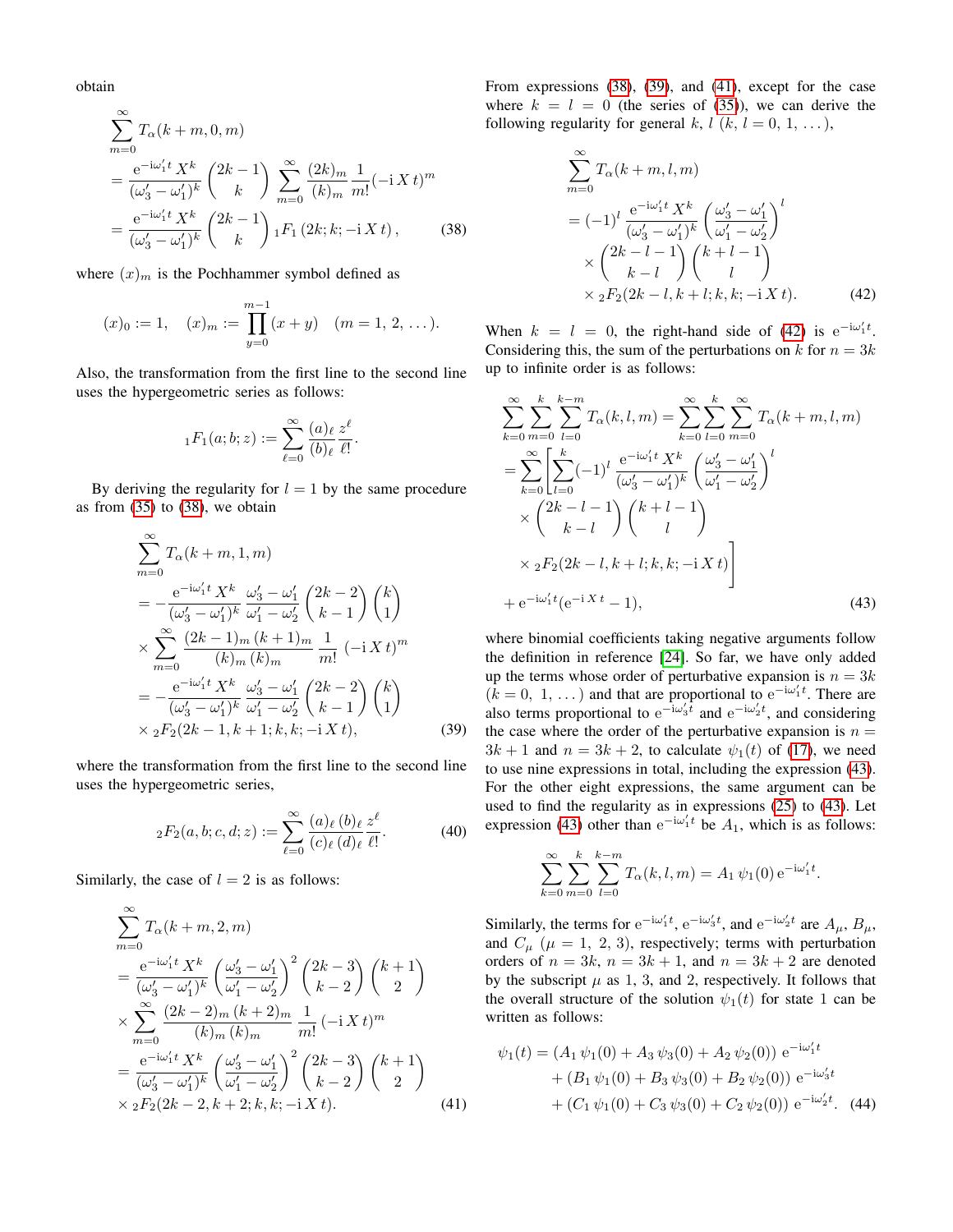obtain

$$
\begin{aligned}
&\sum_{m=0}^{\infty} T_\alpha(k+m,0,m) \\
&= \frac{\mathrm{e}^{-\mathrm{i}\omega_1' t}\, X^k}{(\omega_3'-\omega_1')^k} \binom{2k-1}{k} \sum_{m=0}^{\infty} \frac{(2k)_m}{(k)_m} \frac{1}{m!} (-\mathrm{i}\, X\, t)^m \\
&= \frac{\mathrm{e}^{-\mathrm{i}\omega_1' t}\, X^k}{(\omega_3'-\omega_1')^k} \binom{2k-1}{k} {}_1F_1\left(2k; k; -\mathrm{i}\, X\, t\right), \qquad (38)
\end{aligned}
$$

where $(x)_m$ is the Pochhammer symbol defined as

$$
(x)_0 := 1, \quad (x)_m := \prod_{y=0}^{m-1} (x+y) \quad (m = 1,\, 2,\, \dots).
$$

Also, the transformation from the first line to the second line uses the hypergeometric series as follows:

$$
{}_1F_1(a;b;z) := \sum_{\ell=0}^{\infty} \frac{(a)_\ell}{(b)_\ell} \frac{z^\ell}{\ell!}.
$$

By deriving the regularity for $l=1$ by the same procedure as from (35) to (38), we obtain

$$
\begin{aligned}
&\sum_{m=0}^{\infty} T_\alpha(k+m,1,m) \\
&= -\frac{\mathrm{e}^{-\mathrm{i}\omega_1' t}\, X^k}{(\omega_3'-\omega_1')^k} \frac{\omega_3'-\omega_1'}{\omega_1'-\omega_2'} \binom{2k-2}{k-1} \binom{k}{1} \\
&\times \sum_{m=0}^{\infty} \frac{(2k-1)_m\, (k+1)_m}{(k)_m\, (k)_m} \frac{1}{m!} (-\mathrm{i}\, X\, t)^m \\
&= -\frac{\mathrm{e}^{-\mathrm{i}\omega_1' t}\, X^k}{(\omega_3'-\omega_1')^k} \frac{\omega_3'-\omega_1'}{\omega_1'-\omega_2'} \binom{2k-2}{k-1} \binom{k}{1} \\
&\times {}_2F_2(2k-1, k+1; k, k; -\mathrm{i}\, X\, t), \qquad (39)
\end{aligned}
$$

where the transformation from the first line to the second line uses the hypergeometric series,

$$
{}_2F_2(a,b;c,d;z) := \sum_{\ell=0}^{\infty} \frac{(a)_\ell\, (b)_\ell}{(c)_\ell\, (d)_\ell} \frac{z^\ell}{\ell!}. \qquad (40)
$$

Similarly, the case of $l=2$ is as follows:

$$
\begin{aligned}
&\sum_{m=0}^{\infty} T_\alpha(k+m,2,m) \\
&= \frac{\mathrm{e}^{-\mathrm{i}\omega_1' t}\, X^k}{(\omega_3'-\omega_1')^k} \left(\frac{\omega_3'-\omega_1'}{\omega_1'-\omega_2'}\right)^2 \binom{2k-3}{k-2} \binom{k+1}{2} \\
&\times \sum_{m=0}^{\infty} \frac{(2k-2)_m\, (k+2)_m}{(k)_m\, (k)_m} \frac{1}{m!} (-\mathrm{i}\, X\, t)^m \\
&= \frac{\mathrm{e}^{-\mathrm{i}\omega_1' t}\, X^k}{(\omega_3'-\omega_1')^k} \left(\frac{\omega_3'-\omega_1'}{\omega_1'-\omega_2'}\right)^2 \binom{2k-3}{k-2} \binom{k+1}{2} \\
&\times {}_2F_2(2k-2, k+2; k, k; -\mathrm{i}\, X\, t). \qquad (41)
\end{aligned}
$$

From expressions (38), (39), and (41), except for the case where $k=l=0$ (the series of (35)), we can derive the following regularity for general $k$, $l$ ($k$, $l = 0,\, 1,\, \dots$),

$$
\begin{aligned}
&\sum_{m=0}^{\infty} T_\alpha(k+m,l,m) \\
&= (-1)^l \frac{\mathrm{e}^{-\mathrm{i}\omega_1' t}\, X^k}{(\omega_3'-\omega_1')^k} \left(\frac{\omega_3'-\omega_1'}{\omega_1'-\omega_2'}\right)^l \\
&\times \binom{2k-l-1}{k-l} \binom{k+l-1}{l} \\
&\times {}_2F_2(2k-l, k+l; k, k; -\mathrm{i}\, X\, t). \qquad (42)
\end{aligned}
$$

When $k=l=0$, the right-hand side of (42) is $\mathrm{e}^{-\mathrm{i}\omega_1' t}$. Considering this, the sum of the perturbations on $k$ for $n=3k$ up to infinite order is as follows:

$$
\begin{aligned}
&\sum_{k=0}^{\infty} \sum_{m=0}^{k} \sum_{l=0}^{k-m} T_\alpha(k,l,m) = \sum_{k=0}^{\infty} \sum_{l=0}^{k} \sum_{m=0}^{\infty} T_\alpha(k+m,l,m) \\
&= \sum_{k=0}^{\infty} \left[ \sum_{l=0}^{k} (-1)^l \frac{\mathrm{e}^{-\mathrm{i}\omega_1' t}\, X^k}{(\omega_3'-\omega_1')^k} \left(\frac{\omega_3'-\omega_1'}{\omega_1'-\omega_2'}\right)^l \right. \\
&\quad \times \binom{2k-l-1}{k-l} \binom{k+l-1}{l} \\
&\quad \left. \times {}_2F_2(2k-l, k+l; k, k; -\mathrm{i}\, X\, t) \right] \\
&+ \mathrm{e}^{-\mathrm{i}\omega_1' t} (\mathrm{e}^{-\mathrm{i}\, X\, t} - 1), \qquad (43)
\end{aligned}
$$

where binomial coefficients taking negative arguments follow the definition in reference [24]. So far, we have only added up the terms whose order of perturbative expansion is $n=3k$ ($k = 0,\, 1,\, \dots$) and that are proportional to $\mathrm{e}^{-\mathrm{i}\omega_1' t}$. There are also terms proportional to $\mathrm{e}^{-\mathrm{i}\omega_3' t}$ and $\mathrm{e}^{-\mathrm{i}\omega_2' t}$, and considering the case where the order of the perturbative expansion is $n=3k+1$ and $n=3k+2$, to calculate $\psi_1(t)$ of (17), we need to use nine expressions in total, including the expression (43). For the other eight expressions, the same argument can be used to find the regularity as in expressions (25) to (43). Let expression (43) other than $\mathrm{e}^{-\mathrm{i}\omega_1' t}$ be $A_1$, which is as follows:

$$
\sum_{k=0}^{\infty} \sum_{m=0}^{k} \sum_{l=0}^{k-m} T_\alpha(k,l,m) = A_1\, \psi_1(0)\, \mathrm{e}^{-\mathrm{i}\omega_1' t}.
$$

Similarly, the terms for $\mathrm{e}^{-\mathrm{i}\omega_1' t}$, $\mathrm{e}^{-\mathrm{i}\omega_3' t}$, and $\mathrm{e}^{-\mathrm{i}\omega_2' t}$ are $A_\mu$, $B_\mu$, and $C_\mu$ ($\mu = 1,\, 2,\, 3$), respectively; terms with perturbation orders of $n=3k$, $n=3k+1$, and $n=3k+2$ are denoted by the subscript $\mu$ as 1, 3, and 2, respectively. It follows that the overall structure of the solution $\psi_1(t)$ for state 1 can be written as follows:

$$
\begin{aligned}
\psi_1(t) &= (A_1\, \psi_1(0) + A_3\, \psi_3(0) + A_2\, \psi_2(0))\, \mathrm{e}^{-\mathrm{i}\omega_1' t} \\
&+ (B_1\, \psi_1(0) + B_3\, \psi_3(0) + B_2\, \psi_2(0))\, \mathrm{e}^{-\mathrm{i}\omega_3' t} \\
&+ (C_1\, \psi_1(0) + C_3\, \psi_3(0) + C_2\, \psi_2(0))\, \mathrm{e}^{-\mathrm{i}\omega_2' t}. \qquad (44)
\end{aligned}
$$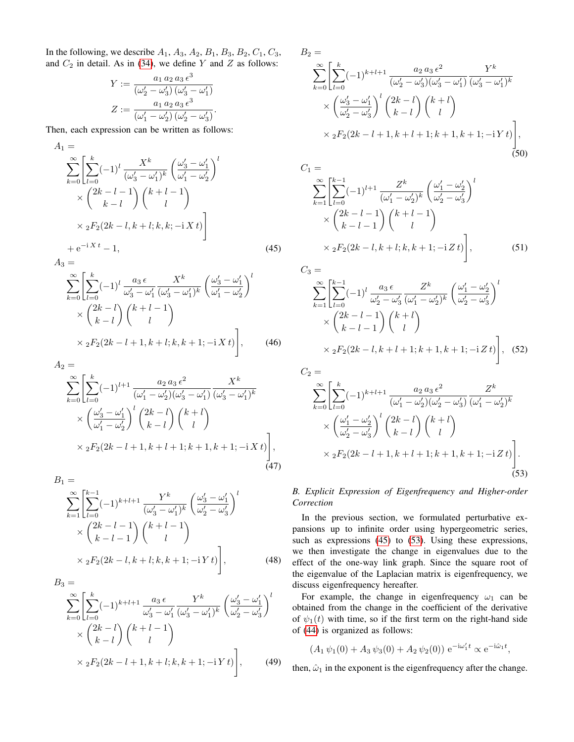In the following, we describe $A_1$, $A_3$, $A_2$, $B_1$, $B_3$, $B_2$, $C_1$, $C_3$, and $C_2$ in detail. As in (34), we define $Y$ and $Z$ as follows:

$$Y := \frac{a_1\, a_2\, a_3\, \epsilon^3}{(\omega_2' - \omega_3')\,(\omega_3' - \omega_1')}$$

$$Z := \frac{a_1\, a_2\, a_3\, \epsilon^3}{(\omega_1' - \omega_2')\,(\omega_2' - \omega_3')}.$$

Then, each expression can be written as follows:

$$A_1 = \sum_{k=0}^{\infty} \left[ \sum_{l=0}^{k} (-1)^l \frac{X^k}{(\omega_3' - \omega_1')^k} \left( \frac{\omega_3' - \omega_1'}{\omega_1' - \omega_2'} \right)^l \times \binom{2k-l-1}{k-l} \binom{k+l-1}{l} \times {}_2F_2(2k-l, k+l; k, k; -\mathrm{i}\, X\, t) \right] + \mathrm{e}^{-\mathrm{i}\, X\, t} - 1, \tag{45}$$

$$A_3 = \sum_{k=0}^{\infty} \left[ \sum_{l=0}^{k} (-1)^l \frac{a_3\, \epsilon}{\omega_3' - \omega_1'} \frac{X^k}{(\omega_3' - \omega_1')^k} \left( \frac{\omega_3' - \omega_1'}{\omega_1' - \omega_2'} \right)^l \times \binom{2k-l}{k-l} \binom{k+l-1}{l} \times {}_2F_2(2k-l+1, k+l; k, k+1; -\mathrm{i}\, X\, t) \right], \tag{46}$$

$$A_2 = \sum_{k=0}^{\infty} \left[ \sum_{l=0}^{k} (-1)^{l+1} \frac{a_2\, a_3\, \epsilon^2}{(\omega_1' - \omega_2')(\omega_3' - \omega_1')} \frac{X^k}{(\omega_3' - \omega_1')^k} \times \left( \frac{\omega_3' - \omega_1'}{\omega_1' - \omega_2'} \right)^l \binom{2k-l}{k-l} \binom{k+l}{l} \times {}_2F_2(2k-l+1, k+l+1; k+1, k+1; -\mathrm{i}\, X\, t) \right], \tag{47}$$

$$B_1 = \sum_{k=1}^{\infty} \left[ \sum_{l=0}^{k-1} (-1)^{k+l+1} \frac{Y^k}{(\omega_3' - \omega_1')^k} \left( \frac{\omega_3' - \omega_1'}{\omega_2' - \omega_3'} \right)^l \times \binom{2k-l-1}{k-l-1} \binom{k+l-1}{l} \times {}_2F_2(2k-l, k+l; k, k+1; -\mathrm{i}\, Y\, t) \right], \tag{48}$$

$$B_3 = \sum_{k=0}^{\infty} \left[ \sum_{l=0}^{k} (-1)^{k+l+1} \frac{a_3\, \epsilon}{\omega_3' - \omega_1'} \frac{Y^k}{(\omega_3' - \omega_1')^k} \left( \frac{\omega_3' - \omega_1'}{\omega_2' - \omega_3'} \right)^l \times \binom{2k-l}{k-l} \binom{k+l-1}{l} \times {}_2F_2(2k-l+1, k+l; k, k+1; -\mathrm{i}\, Y\, t) \right], \tag{49}$$

$$B_2 = \sum_{k=0}^{\infty} \left[ \sum_{l=0}^{k} (-1)^{k+l+1} \frac{a_2\, a_3\, \epsilon^2}{(\omega_2' - \omega_3')(\omega_3' - \omega_1')} \frac{Y^k}{(\omega_3' - \omega_1')^k} \times \left( \frac{\omega_3' - \omega_1'}{\omega_2' - \omega_3'} \right)^l \binom{2k-l}{k-l} \binom{k+l}{l} \times {}_2F_2(2k-l+1, k+l+1; k+1, k+1; -\mathrm{i}\, Y\, t) \right], \tag{50}$$

$$C_1 = \sum_{k=1}^{\infty} \left[ \sum_{l=0}^{k-1} (-1)^{l+1} \frac{Z^k}{(\omega_1' - \omega_2')^k} \left( \frac{\omega_1' - \omega_2'}{\omega_2' - \omega_3'} \right)^l \times \binom{2k-l-1}{k-l-1} \binom{k+l-1}{l} \times {}_2F_2(2k-l, k+l; k, k+1; -\mathrm{i}\, Z\, t) \right], \tag{51}$$

$$C_3 = \sum_{k=1}^{\infty} \left[ \sum_{l=0}^{k-1} (-1)^l \frac{a_3\, \epsilon}{\omega_2' - \omega_3'} \frac{Z^k}{(\omega_1' - \omega_2')^k} \left( \frac{\omega_1' - \omega_2'}{\omega_2' - \omega_3'} \right)^l \times \binom{2k-l-1}{k-l-1} \binom{k+l}{l} \times {}_2F_2(2k-l, k+l+1; k+1, k+1; -\mathrm{i}\, Z\, t) \right], \tag{52}$$

$$C_2 = \sum_{k=0}^{\infty} \left[ \sum_{l=0}^{k} (-1)^{k+l+1} \frac{a_2\, a_3\, \epsilon^2}{(\omega_1' - \omega_2')(\omega_2' - \omega_3')} \frac{Z^k}{(\omega_1' - \omega_2')^k} \times \left( \frac{\omega_1' - \omega_2'}{\omega_2' - \omega_3'} \right)^l \binom{2k-l}{k-l} \binom{k+l}{l} \times {}_2F_2(2k-l+1, k+l+1; k+1, k+1; -\mathrm{i}\, Z\, t) \right]. \tag{53}$$

### B. Explicit Expression of Eigenfrequency and Higher-order Correction

In the previous section, we formulated perturbative expansions up to infinite order using hypergeometric series, such as expressions (45) to (53). Using these expressions, we then investigate the change in eigenvalues due to the effect of the one-way link graph. Since the square root of the eigenvalue of the Laplacian matrix is eigenfrequency, we discuss eigenfrequency hereafter.

For example, the change in eigenfrequency $\omega_1$ can be obtained from the change in the coefficient of the derivative of $\psi_1(t)$ with time, so if the first term on the right-hand side of (44) is organized as follows:

$$(A_1\, \psi_1(0) + A_3\, \psi_3(0) + A_2\, \psi_2(0))\ \mathrm{e}^{-\mathrm{i}\omega_1' t} \propto \mathrm{e}^{-\mathrm{i}\hat{\omega}_1 t},$$

then, $\hat{\omega}_1$ in the exponent is the eigenfrequency after the change.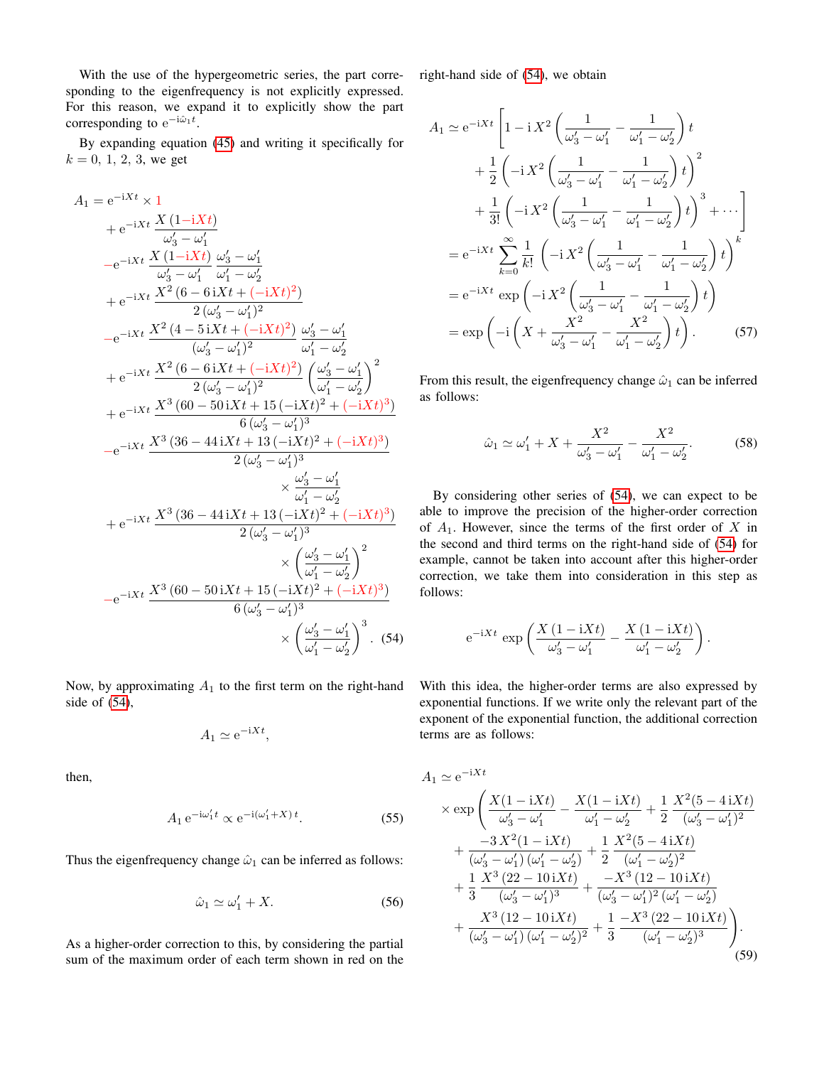With the use of the hypergeometric series, the part corresponding to the eigenfrequency is not explicitly expressed. For this reason, we expand it to explicitly show the part corresponding to $\mathrm{e}^{-\mathrm{i}\hat{\omega}_1 t}$.

By expanding equation (45) and writing it specifically for $k = 0,\, 1,\, 2,\, 3$, we get

$$
\begin{aligned}
A_1 = {} & \mathrm{e}^{-\mathrm{i}Xt} \times 1 \\
& + \mathrm{e}^{-\mathrm{i}Xt}\, \frac{X\,(1 - \mathrm{i}Xt)}{\omega_3' - \omega_1'} \\
& - \mathrm{e}^{-\mathrm{i}Xt}\, \frac{X\,(1 - \mathrm{i}Xt)}{\omega_3' - \omega_1'}\, \frac{\omega_3' - \omega_1'}{\omega_1' - \omega_2'} \\
& + \mathrm{e}^{-\mathrm{i}Xt}\, \frac{X^2\,(6 - 6\,\mathrm{i}Xt + (-\mathrm{i}Xt)^2)}{2\,(\omega_3' - \omega_1')^2} \\
& - \mathrm{e}^{-\mathrm{i}Xt}\, \frac{X^2\,(4 - 5\,\mathrm{i}Xt + (-\mathrm{i}Xt)^2)}{(\omega_3' - \omega_1')^2}\, \frac{\omega_3' - \omega_1'}{\omega_1' - \omega_2'} \\
& + \mathrm{e}^{-\mathrm{i}Xt}\, \frac{X^2\,(6 - 6\,\mathrm{i}Xt + (-\mathrm{i}Xt)^2)}{2\,(\omega_3' - \omega_1')^2} \left(\frac{\omega_3' - \omega_1'}{\omega_1' - \omega_2'}\right)^2 \\
& + \mathrm{e}^{-\mathrm{i}Xt}\, \frac{X^3\,(60 - 50\,\mathrm{i}Xt + 15\,(-\mathrm{i}Xt)^2 + (-\mathrm{i}Xt)^3)}{6\,(\omega_3' - \omega_1')^3} \\
& - \mathrm{e}^{-\mathrm{i}Xt}\, \frac{X^3\,(36 - 44\,\mathrm{i}Xt + 13\,(-\mathrm{i}Xt)^2 + (-\mathrm{i}Xt)^3)}{2\,(\omega_3' - \omega_1')^3} \times \frac{\omega_3' - \omega_1'}{\omega_1' - \omega_2'} \\
& + \mathrm{e}^{-\mathrm{i}Xt}\, \frac{X^3\,(36 - 44\,\mathrm{i}Xt + 13\,(-\mathrm{i}Xt)^2 + (-\mathrm{i}Xt)^3)}{2\,(\omega_3' - \omega_1')^3} \times \left(\frac{\omega_3' - \omega_1'}{\omega_1' - \omega_2'}\right)^2 \\
& - \mathrm{e}^{-\mathrm{i}Xt}\, \frac{X^3\,(60 - 50\,\mathrm{i}Xt + 15\,(-\mathrm{i}Xt)^2 + (-\mathrm{i}Xt)^3)}{6\,(\omega_3' - \omega_1')^3} \times \left(\frac{\omega_3' - \omega_1'}{\omega_1' - \omega_2'}\right)^3 .
\end{aligned}
\tag{54}
$$

Now, by approximating $A_1$ to the first term on the right-hand side of (54),

$$
A_1 \simeq \mathrm{e}^{-\mathrm{i}Xt},
$$

then,

$$
A_1\, \mathrm{e}^{-\mathrm{i}\omega_1' t} \propto \mathrm{e}^{-\mathrm{i}(\omega_1' + X)\, t}. \tag{55}
$$

Thus the eigenfrequency change $\hat{\omega}_1$ can be inferred as follows:

$$
\hat{\omega}_1 \simeq \omega_1' + X. \tag{56}
$$

As a higher-order correction to this, by considering the partial sum of the maximum order of each term shown in red on the right-hand side of (54), we obtain

$$
\begin{aligned}
A_1 & \simeq \mathrm{e}^{-\mathrm{i}Xt} \left[ 1 - \mathrm{i}\,X^2 \left( \frac{1}{\omega_3' - \omega_1'} - \frac{1}{\omega_1' - \omega_2'} \right) t \right. \\
& \qquad + \frac{1}{2} \left( -\mathrm{i}\,X^2 \left( \frac{1}{\omega_3' - \omega_1'} - \frac{1}{\omega_1' - \omega_2'} \right) t \right)^2 \\
& \qquad \left. + \frac{1}{3!} \left( -\mathrm{i}\,X^2 \left( \frac{1}{\omega_3' - \omega_1'} - \frac{1}{\omega_1' - \omega_2'} \right) t \right)^3 + \cdots \right] \\
& = \mathrm{e}^{-\mathrm{i}Xt} \sum_{k=0}^{\infty} \frac{1}{k!} \left( -\mathrm{i}\,X^2 \left( \frac{1}{\omega_3' - \omega_1'} - \frac{1}{\omega_1' - \omega_2'} \right) t \right)^k \\
& = \mathrm{e}^{-\mathrm{i}Xt} \exp\left( -\mathrm{i}\,X^2 \left( \frac{1}{\omega_3' - \omega_1'} - \frac{1}{\omega_1' - \omega_2'} \right) t \right) \\
& = \exp\left( -\mathrm{i} \left( X + \frac{X^2}{\omega_3' - \omega_1'} - \frac{X^2}{\omega_1' - \omega_2'} \right) t \right).
\end{aligned}
\tag{57}
$$

From this result, the eigenfrequency change $\hat{\omega}_1$ can be inferred as follows:

$$
\hat{\omega}_1 \simeq \omega_1' + X + \frac{X^2}{\omega_3' - \omega_1'} - \frac{X^2}{\omega_1' - \omega_2'}. \tag{58}
$$

By considering other series of (54), we can expect to be able to improve the precision of the higher-order correction of $A_1$. However, since the terms of the first order of $X$ in the second and third terms on the right-hand side of (54) for example, cannot be taken into account after this higher-order correction, we take them into consideration in this step as follows:

$$
\mathrm{e}^{-\mathrm{i}Xt} \exp\left( \frac{X\,(1 - \mathrm{i}Xt)}{\omega_3' - \omega_1'} - \frac{X\,(1 - \mathrm{i}Xt)}{\omega_1' - \omega_2'} \right).
$$

With this idea, the higher-order terms are also expressed by exponential functions. If we write only the relevant part of the exponent of the exponential function, the additional correction terms are as follows:

$$
\begin{aligned}
A_1 \simeq {} & \mathrm{e}^{-\mathrm{i}Xt} \\
& \times \exp\left( \frac{X(1 - \mathrm{i}Xt)}{\omega_3' - \omega_1'} - \frac{X(1 - \mathrm{i}Xt)}{\omega_1' - \omega_2'} + \frac{1}{2}\, \frac{X^2(5 - 4\,\mathrm{i}Xt)}{(\omega_3' - \omega_1')^2} \right. \\
& \quad + \frac{-3\,X^2(1 - \mathrm{i}Xt)}{(\omega_3' - \omega_1')\,(\omega_1' - \omega_2')} + \frac{1}{2}\, \frac{X^2(5 - 4\,\mathrm{i}Xt)}{(\omega_1' - \omega_2')^2} \\
& \quad + \frac{1}{3}\, \frac{X^3\,(22 - 10\,\mathrm{i}Xt)}{(\omega_3' - \omega_1')^3} + \frac{-X^3\,(12 - 10\,\mathrm{i}Xt)}{(\omega_3' - \omega_1')^2\,(\omega_1' - \omega_2')} \\
& \quad \left. + \frac{X^3\,(12 - 10\,\mathrm{i}Xt)}{(\omega_3' - \omega_1')\,(\omega_1' - \omega_2')^2} + \frac{1}{3}\, \frac{-X^3\,(22 - 10\,\mathrm{i}Xt)}{(\omega_1' - \omega_2')^3} \right).
\end{aligned}
\tag{59}
$$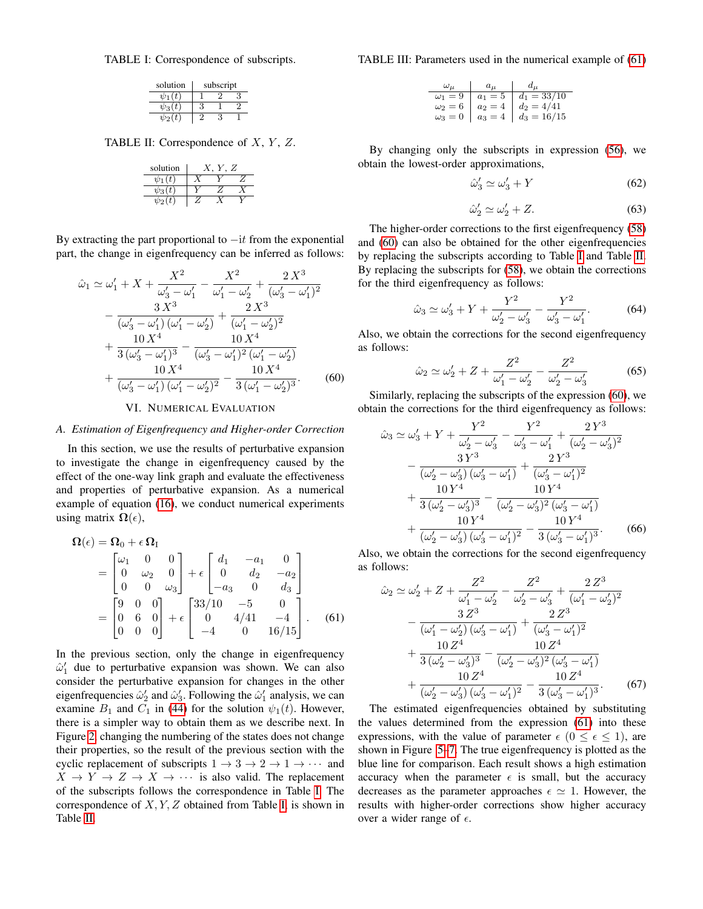TABLE I: Correspondence of subscripts.

| solution | subscript | | |
|---|---|---|---|
| $\psi_1(t)$ | 1 | 2 | 3 |
| $\psi_3(t)$ | 3 | 1 | 2 |
| $\psi_2(t)$ | 2 | 3 | 1 |

TABLE II: Correspondence of $X$, $Y$, $Z$.

| solution | $X$, $Y$, $Z$ | | |
|---|---|---|---|
| $\psi_1(t)$ | $X$ | $Y$ | $Z$ |
| $\psi_3(t)$ | $Y$ | $Z$ | $X$ |
| $\psi_2(t)$ | $Z$ | $X$ | $Y$ |

By extracting the part proportional to $-it$ from the exponential part, the change in eigenfrequency can be inferred as follows:

$$\begin{aligned}
\hat{\omega}_1 \simeq \omega_1' + X + \frac{X^2}{\omega_3' - \omega_1'} - \frac{X^2}{\omega_1' - \omega_2'} + \frac{2\,X^3}{(\omega_3' - \omega_1')^2} \\
- \frac{3\,X^3}{(\omega_3' - \omega_1')\,(\omega_1' - \omega_2')} + \frac{2\,X^3}{(\omega_1' - \omega_2')^2} \\
+ \frac{10\,X^4}{3\,(\omega_3' - \omega_1')^3} - \frac{10\,X^4}{(\omega_3' - \omega_1')^2\,(\omega_1' - \omega_2')} \\
+ \frac{10\,X^4}{(\omega_3' - \omega_1')\,(\omega_1' - \omega_2')^2} - \frac{10\,X^4}{3\,(\omega_1' - \omega_2')^3}.
\end{aligned} \tag{60}$$

## VI. Numerical Evaluation

### A. Estimation of Eigenfrequency and Higher-order Correction

In this section, we use the results of perturbative expansion to investigate the change in eigenfrequency caused by the effect of the one-way link graph and evaluate the effectiveness and properties of perturbative expansion. As a numerical example of equation (16), we conduct numerical experiments using matrix $\mathbf{\Omega}(\epsilon)$,

$$\begin{aligned}
\mathbf{\Omega}(\epsilon) &= \mathbf{\Omega}_0 + \epsilon\,\mathbf{\Omega}_{\mathrm{I}} \\
&= \begin{bmatrix} \omega_1 & 0 & 0 \\ 0 & \omega_2 & 0 \\ 0 & 0 & \omega_3 \end{bmatrix} + \epsilon \begin{bmatrix} d_1 & -a_1 & 0 \\ 0 & d_2 & -a_2 \\ -a_3 & 0 & d_3 \end{bmatrix} \\
&= \begin{bmatrix} 9 & 0 & 0 \\ 0 & 6 & 0 \\ 0 & 0 & 0 \end{bmatrix} + \epsilon \begin{bmatrix} 33/10 & -5 & 0 \\ 0 & 4/41 & -4 \\ -4 & 0 & 16/15 \end{bmatrix}.
\end{aligned} \tag{61}$$

In the previous section, only the change in eigenfrequency $\hat{\omega}_1'$ due to perturbative expansion was shown. We can also consider the perturbative expansion for changes in the other eigenfrequencies $\hat{\omega}_2'$ and $\hat{\omega}_3'$. Following the $\hat{\omega}_1'$ analysis, we can examine $B_1$ and $C_1$ in (44) for the solution $\psi_1(t)$. However, there is a simpler way to obtain them as we describe next. In Figure 2, changing the numbering of the states does not change their properties, so the result of the previous section with the cyclic replacement of subscripts $1 \to 3 \to 2 \to 1 \to \cdots$ and $X \to Y \to Z \to X \to \cdots$ is also valid. The replacement of the subscripts follows the correspondence in Table I. The correspondence of $X, Y, Z$ obtained from Table I is shown in Table II.

TABLE III: Parameters used in the numerical example of (61)

| $\omega_\mu$ | $a_\mu$ | $d_\mu$ |
|---|---|---|
| $\omega_1 = 9$ | $a_1 = 5$ | $d_1 = 33/10$ |
| $\omega_2 = 6$ | $a_2 = 4$ | $d_2 = 4/41$ |
| $\omega_3 = 0$ | $a_3 = 4$ | $d_3 = 16/15$ |

By changing only the subscripts in expression (56), we obtain the lowest-order approximations,

$$\hat{\omega}_3' \simeq \omega_3' + Y \tag{62}$$

$$\hat{\omega}_2' \simeq \omega_2' + Z. \tag{63}$$

The higher-order corrections to the first eigenfrequency (58) and (60) can also be obtained for the other eigenfrequencies by replacing the subscripts according to Table I and Table II. By replacing the subscripts for (58), we obtain the corrections for the third eigenfrequency as follows:

$$\hat{\omega}_3 \simeq \omega_3' + Y + \frac{Y^2}{\omega_2' - \omega_3'} - \frac{Y^2}{\omega_3' - \omega_1'}. \tag{64}$$

Also, we obtain the corrections for the second eigenfrequency as follows:

$$\hat{\omega}_2 \simeq \omega_2' + Z + \frac{Z^2}{\omega_1' - \omega_2'} - \frac{Z^2}{\omega_2' - \omega_3'} \tag{65}$$

Similarly, replacing the subscripts of the expression (60), we obtain the corrections for the third eigenfrequency as follows:

$$\begin{aligned}
\hat{\omega}_3 \simeq \omega_3' + Y + \frac{Y^2}{\omega_2' - \omega_3'} - \frac{Y^2}{\omega_3' - \omega_1'} + \frac{2\,Y^3}{(\omega_2' - \omega_3')^2} \\
- \frac{3\,Y^3}{(\omega_2' - \omega_3')\,(\omega_3' - \omega_1')} + \frac{2\,Y^3}{(\omega_3' - \omega_1')^2} \\
+ \frac{10\,Y^4}{3\,(\omega_2' - \omega_3')^3} - \frac{10\,Y^4}{(\omega_2' - \omega_3')^2\,(\omega_3' - \omega_1')} \\
+ \frac{10\,Y^4}{(\omega_2' - \omega_3')\,(\omega_3' - \omega_1')^2} - \frac{10\,Y^4}{3\,(\omega_3' - \omega_1')^3}.
\end{aligned} \tag{66}$$

Also, we obtain the corrections for the second eigenfrequency as follows:

$$\begin{aligned}
\hat{\omega}_2 \simeq \omega_2' + Z + \frac{Z^2}{\omega_1' - \omega_2'} - \frac{Z^2}{\omega_2' - \omega_3'} + \frac{2\,Z^3}{(\omega_1' - \omega_2')^2} \\
- \frac{3\,Z^3}{(\omega_1' - \omega_2')\,(\omega_3' - \omega_1')} + \frac{2\,Z^3}{(\omega_3' - \omega_1')^2} \\
+ \frac{10\,Z^4}{3\,(\omega_2' - \omega_3')^3} - \frac{10\,Z^4}{(\omega_2' - \omega_3')^2\,(\omega_3' - \omega_1')} \\
+ \frac{10\,Z^4}{(\omega_2' - \omega_3')\,(\omega_3' - \omega_1')^2} - \frac{10\,Z^4}{3\,(\omega_3' - \omega_1')^3}.
\end{aligned} \tag{67}$$

The estimated eigenfrequencies obtained by substituting the values determined from the expression (61) into these expressions, with the value of parameter $\epsilon$ $(0 \leq \epsilon \leq 1)$, are shown in Figure 5–7. The true eigenfrequency is plotted as the blue line for comparison. Each result shows a high estimation accuracy when the parameter $\epsilon$ is small, but the accuracy decreases as the parameter approaches $\epsilon \simeq 1$. However, the results with higher-order corrections show higher accuracy over a wider range of $\epsilon$.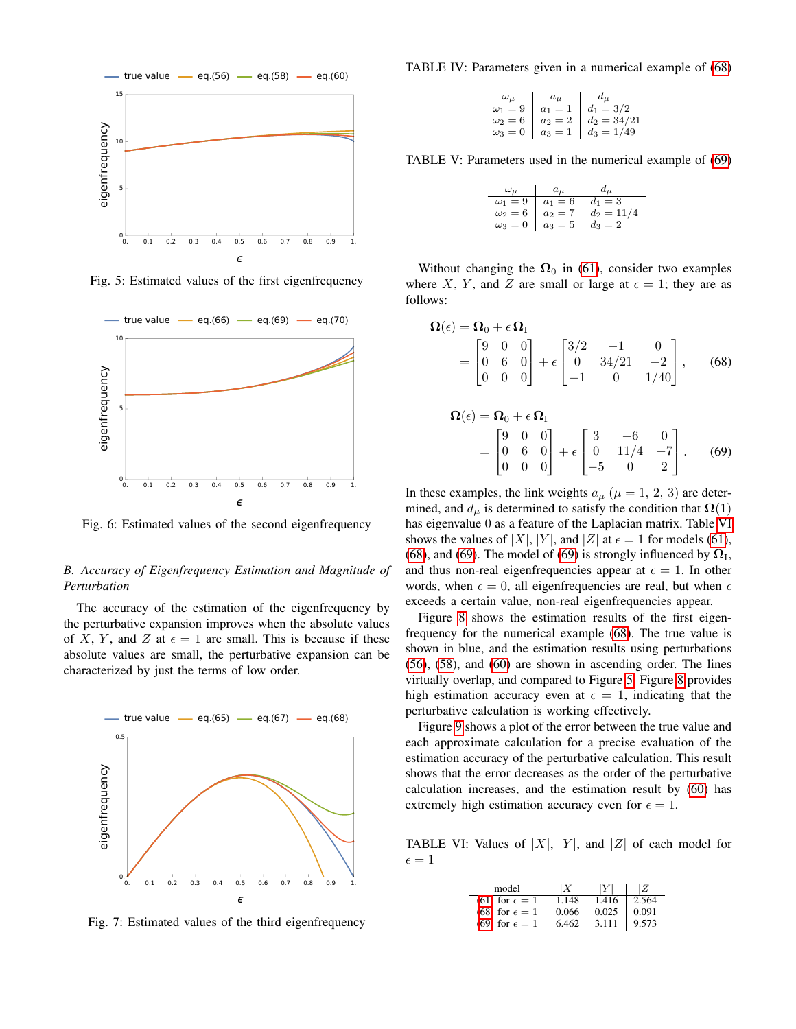Fig. 5: Estimated values of the first eigenfrequency

Fig. 6: Estimated values of the second eigenfrequency

### B. Accuracy of Eigenfrequency Estimation and Magnitude of Perturbation

The accuracy of the estimation of the eigenfrequency by the perturbative expansion improves when the absolute values of $X$, $Y$, and $Z$ at $\epsilon = 1$ are small. This is because if these absolute values are small, the perturbative expansion can be characterized by just the terms of low order.

Fig. 7: Estimated values of the third eigenfrequency

TABLE IV: Parameters given in a numerical example of (68)

| $\omega_\mu$ | $a_\mu$ | $d_\mu$ |
|---|---|---|
| $\omega_1 = 9$ | $a_1 = 1$ | $d_1 = 3/2$ |
| $\omega_2 = 6$ | $a_2 = 2$ | $d_2 = 34/21$ |
| $\omega_3 = 0$ | $a_3 = 1$ | $d_3 = 1/49$ |

TABLE V: Parameters used in the numerical example of (69)

| $\omega_\mu$ | $a_\mu$ | $d_\mu$ |
|---|---|---|
| $\omega_1 = 9$ | $a_1 = 6$ | $d_1 = 3$ |
| $\omega_2 = 6$ | $a_2 = 7$ | $d_2 = 11/4$ |
| $\omega_3 = 0$ | $a_3 = 5$ | $d_3 = 2$ |

Without changing the $\mathbf{\Omega}_0$ in (61), consider two examples where $X$, $Y$, and $Z$ are small or large at $\epsilon = 1$; they are as follows:

$$\mathbf{\Omega}(\epsilon) = \mathbf{\Omega}_0 + \epsilon\,\mathbf{\Omega}_\mathrm{I} = \begin{bmatrix} 9 & 0 & 0 \\ 0 & 6 & 0 \\ 0 & 0 & 0 \end{bmatrix} + \epsilon \begin{bmatrix} 3/2 & -1 & 0 \\ 0 & 34/21 & -2 \\ -1 & 0 & 1/40 \end{bmatrix}, \tag{68}$$

$$\mathbf{\Omega}(\epsilon) = \mathbf{\Omega}_0 + \epsilon\,\mathbf{\Omega}_\mathrm{I} = \begin{bmatrix} 9 & 0 & 0 \\ 0 & 6 & 0 \\ 0 & 0 & 0 \end{bmatrix} + \epsilon \begin{bmatrix} 3 & -6 & 0 \\ 0 & 11/4 & -7 \\ -5 & 0 & 2 \end{bmatrix}. \tag{69}$$

In these examples, the link weights $a_\mu$ ($\mu = 1, 2, 3$) are determined, and $d_\mu$ is determined to satisfy the condition that $\mathbf{\Omega}(1)$ has eigenvalue 0 as a feature of the Laplacian matrix. Table VI shows the values of $|X|$, $|Y|$, and $|Z|$ at $\epsilon = 1$ for models (61), (68), and (69). The model of (69) is strongly influenced by $\mathbf{\Omega}_\mathrm{I}$, and thus non-real eigenfrequencies appear at $\epsilon = 1$. In other words, when $\epsilon = 0$, all eigenfrequencies are real, but when $\epsilon$ exceeds a certain value, non-real eigenfrequencies appear.

Figure 8 shows the estimation results of the first eigenfrequency for the numerical example (68). The true value is shown in blue, and the estimation results using perturbations (56), (58), and (60) are shown in ascending order. The lines virtually overlap, and compared to Figure 5, Figure 8 provides high estimation accuracy even at $\epsilon = 1$, indicating that the perturbative calculation is working effectively.

Figure 9 shows a plot of the error between the true value and each approximate calculation for a precise evaluation of the estimation accuracy of the perturbative calculation. This result shows that the error decreases as the order of the perturbative calculation increases, and the estimation result by (60) has extremely high estimation accuracy even for $\epsilon = 1$.

TABLE VI: Values of $|X|$, $|Y|$, and $|Z|$ of each model for $\epsilon = 1$

| model | $\lvert X\rvert$ | $\lvert Y\rvert$ | $\lvert Z\rvert$ |
|---|---|---|---|
| (61) for $\epsilon = 1$ | 1.148 | 1.416 | 2.564 |
| (68) for $\epsilon = 1$ | 0.066 | 0.025 | 0.091 |
| (69) for $\epsilon = 1$ | 6.462 | 3.111 | 9.573 |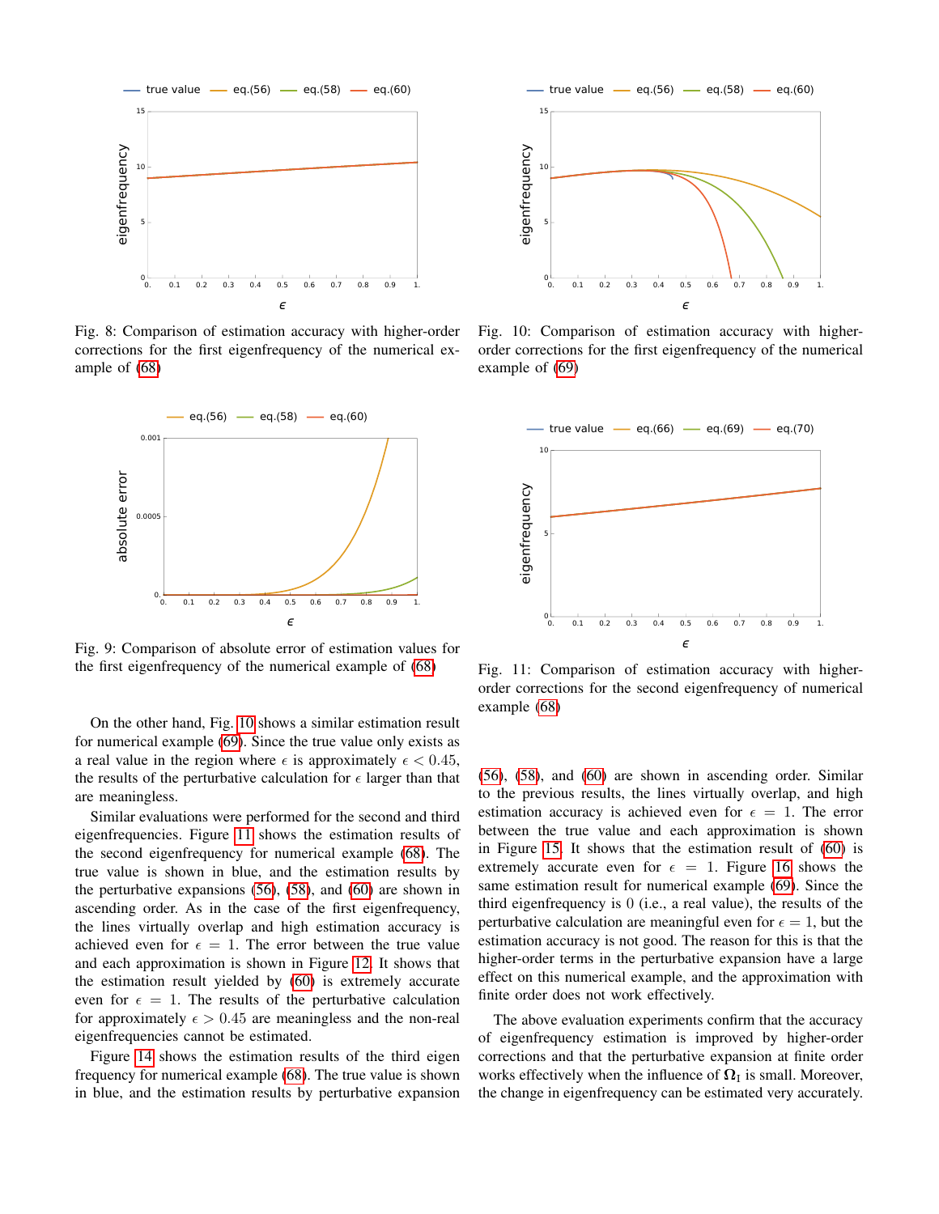Fig. 8: Comparison of estimation accuracy with higher-order corrections for the first eigenfrequency of the numerical example of (68)

Fig. 10: Comparison of estimation accuracy with higher-order corrections for the first eigenfrequency of the numerical example of (69)

Fig. 9: Comparison of absolute error of estimation values for the first eigenfrequency of the numerical example of (68)

Fig. 11: Comparison of estimation accuracy with higher-order corrections for the second eigenfrequency of numerical example (68)

On the other hand, Fig. 10 shows a similar estimation result for numerical example (69). Since the true value only exists as a real value in the region where $\epsilon$ is approximately $\epsilon < 0.45$, the results of the perturbative calculation for $\epsilon$ larger than that are meaningless.

Similar evaluations were performed for the second and third eigenfrequencies. Figure 11 shows the estimation results of the second eigenfrequency for numerical example (68). The true value is shown in blue, and the estimation results by the perturbative expansions (56), (58), and (60) are shown in ascending order. As in the case of the first eigenfrequency, the lines virtually overlap and high estimation accuracy is achieved even for $\epsilon = 1$. The error between the true value and each approximation is shown in Figure 12. It shows that the estimation result yielded by (60) is extremely accurate even for $\epsilon = 1$. The results of the perturbative calculation for approximately $\epsilon > 0.45$ are meaningless and the non-real eigenfrequencies cannot be estimated.

Figure 14 shows the estimation results of the third eigen frequency for numerical example (68). The true value is shown in blue, and the estimation results by perturbative expansion (56), (58), and (60) are shown in ascending order. Similar to the previous results, the lines virtually overlap, and high estimation accuracy is achieved even for $\epsilon = 1$. The error between the true value and each approximation is shown in Figure 15. It shows that the estimation result of (60) is extremely accurate even for $\epsilon = 1$. Figure 16 shows the same estimation result for numerical example (69). Since the third eigenfrequency is 0 (i.e., a real value), the results of the perturbative calculation are meaningful even for $\epsilon = 1$, but the estimation accuracy is not good. The reason for this is that the higher-order terms in the perturbative expansion have a large effect on this numerical example, and the approximation with finite order does not work effectively.

The above evaluation experiments confirm that the accuracy of eigenfrequency estimation is improved by higher-order corrections and that the perturbative expansion at finite order works effectively when the influence of $\mathbf{\Omega}_1$ is small. Moreover, the change in eigenfrequency can be estimated very accurately.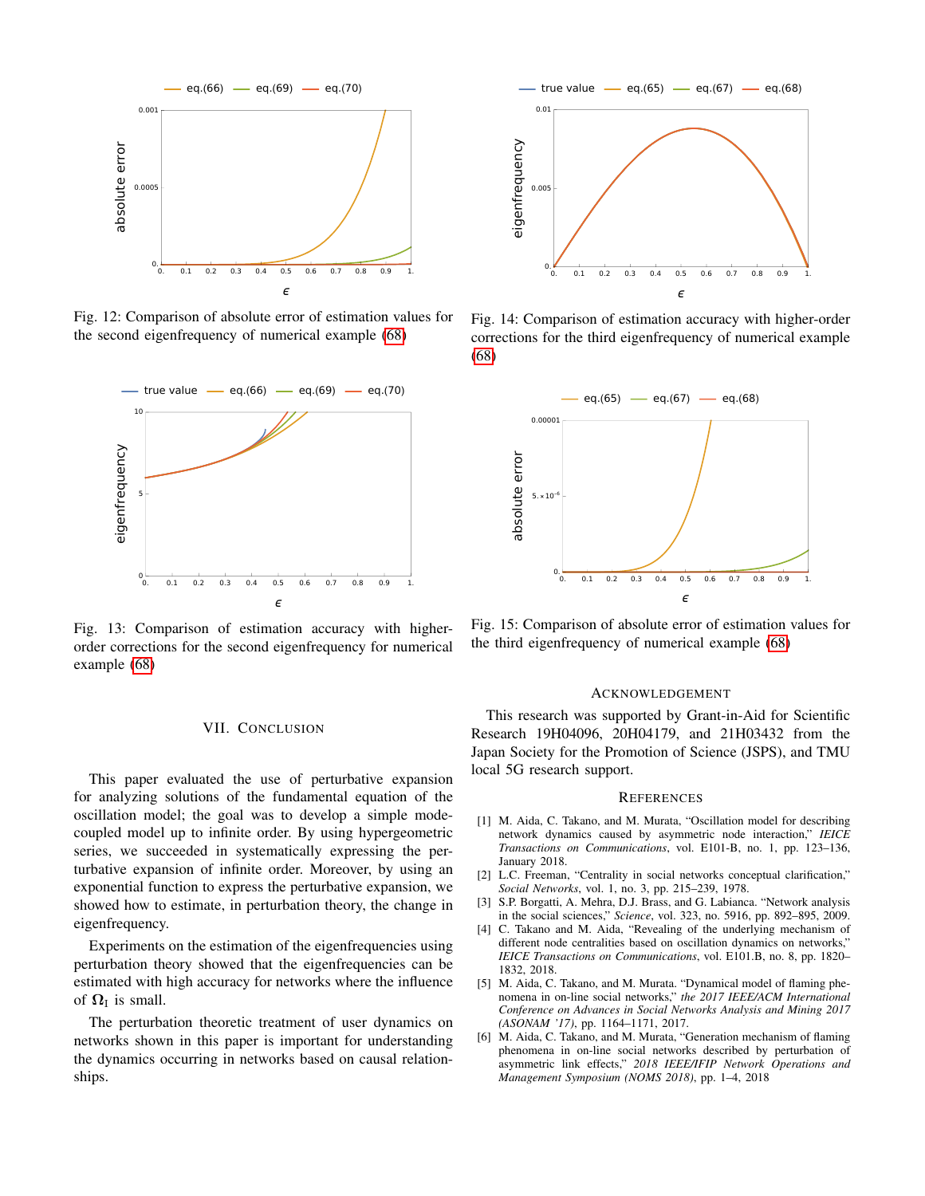Fig. 12: Comparison of absolute error of estimation values for the second eigenfrequency of numerical example (68)

Fig. 13: Comparison of estimation accuracy with higher-order corrections for the second eigenfrequency for numerical example (68)

Fig. 14: Comparison of estimation accuracy with higher-order corrections for the third eigenfrequency of numerical example (68)

Fig. 15: Comparison of absolute error of estimation values for the third eigenfrequency of numerical example (68)

## VII. Conclusion

This paper evaluated the use of perturbative expansion for analyzing solutions of the fundamental equation of the oscillation model; the goal was to develop a simple mode-coupled model up to infinite order. By using hypergeometric series, we succeeded in systematically expressing the perturbative expansion of infinite order. Moreover, by using an exponential function to express the perturbative expansion, we showed how to estimate, in perturbation theory, the change in eigenfrequency.

Experiments on the estimation of the eigenfrequencies using perturbation theory showed that the eigenfrequencies can be estimated with high accuracy for networks where the influence of $\mathbf{\Omega}_{\mathrm{I}}$ is small.

The perturbation theoretic treatment of user dynamics on networks shown in this paper is important for understanding the dynamics occurring in networks based on causal relationships.

## Acknowledgement

This research was supported by Grant-in-Aid for Scientific Research 19H04096, 20H04179, and 21H03432 from the Japan Society for the Promotion of Science (JSPS), and TMU local 5G research support.

## References

[1] M. Aida, C. Takano, and M. Murata, "Oscillation model for describing network dynamics caused by asymmetric node interaction," *IEICE Transactions on Communications*, vol. E101-B, no. 1, pp. 123–136, January 2018.

[2] L.C. Freeman, "Centrality in social networks conceptual clarification," *Social Networks*, vol. 1, no. 3, pp. 215–239, 1978.

[3] S.P. Borgatti, A. Mehra, D.J. Brass, and G. Labianca. "Network analysis in the social sciences," *Science*, vol. 323, no. 5916, pp. 892–895, 2009.

[4] C. Takano and M. Aida, "Revealing of the underlying mechanism of different node centralities based on oscillation dynamics on networks," *IEICE Transactions on Communications*, vol. E101.B, no. 8, pp. 1820–1832, 2018.

[5] M. Aida, C. Takano, and M. Murata. "Dynamical model of flaming phenomena in on-line social networks," *the 2017 IEEE/ACM International Conference on Advances in Social Networks Analysis and Mining 2017 (ASONAM '17)*, pp. 1164–1171, 2017.

[6] M. Aida, C. Takano, and M. Murata, "Generation mechanism of flaming phenomena in on-line social networks described by perturbation of asymmetric link effects," *2018 IEEE/IFIP Network Operations and Management Symposium (NOMS 2018)*, pp. 1–4, 2018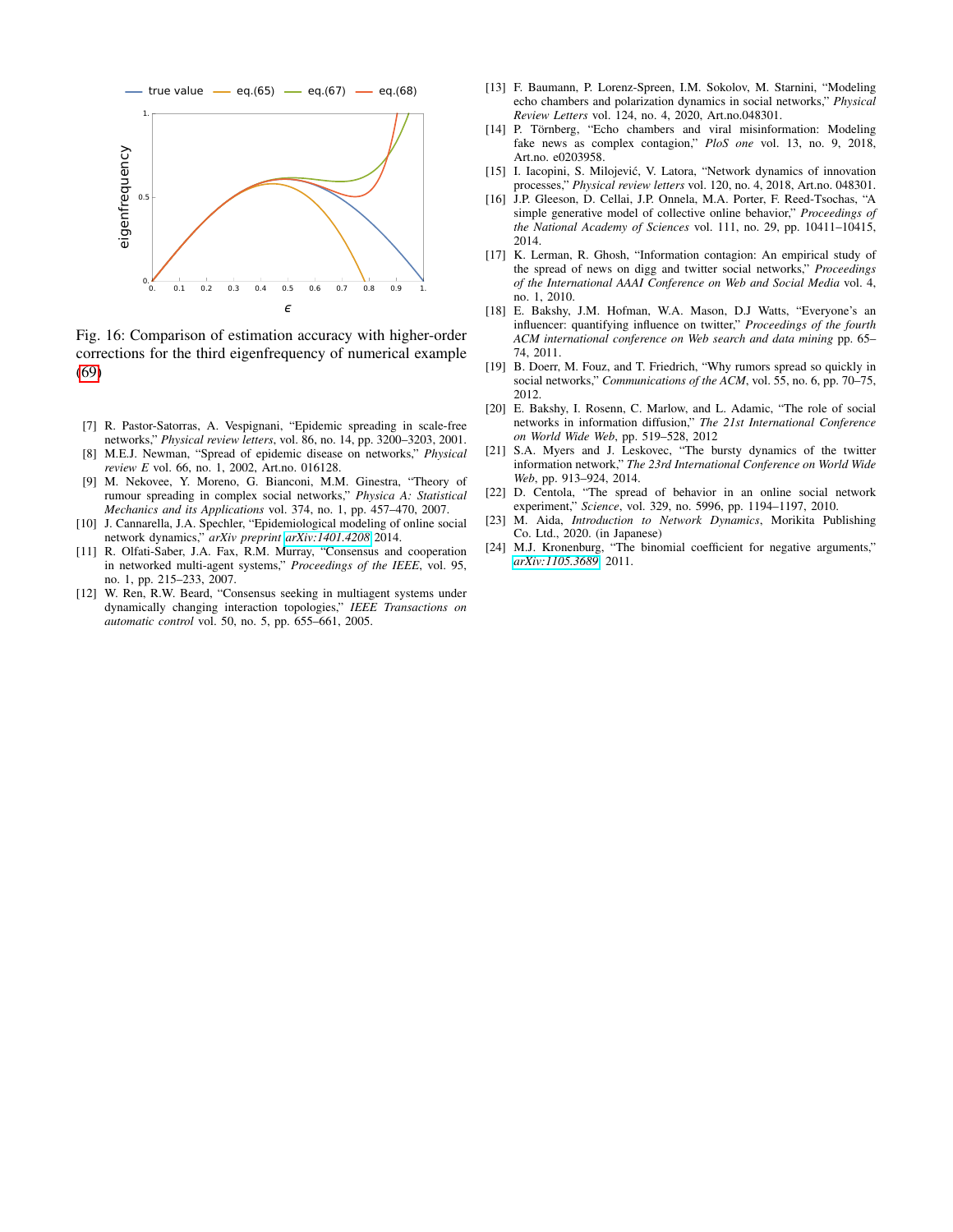true value eq.(65) eq.(67) eq.(68)

eigenfrequency

1.

0.5

0.

0. 0.1 0.2 0.3 0.4 0.5 0.6 0.7 0.8 0.9 1.

$\epsilon$

Fig. 16: Comparison of estimation accuracy with higher-order corrections for the third eigenfrequency of numerical example (69)

[7] R. Pastor-Satorras, A. Vespignani, "Epidemic spreading in scale-free networks," *Physical review letters*, vol. 86, no. 14, pp. 3200–3203, 2001.

[8] M.E.J. Newman, "Spread of epidemic disease on networks," *Physical review E* vol. 66, no. 1, 2002, Art.no. 016128.

[9] M. Nekovee, Y. Moreno, G. Bianconi, M.M. Ginestra, "Theory of rumour spreading in complex social networks," *Physica A: Statistical Mechanics and its Applications* vol. 374, no. 1, pp. 457–470, 2007.

[10] J. Cannarella, J.A. Spechler, "Epidemiological modeling of online social network dynamics," *arXiv preprint arXiv:1401.4208* 2014.

[11] R. Olfati-Saber, J.A. Fax, R.M. Murray, "Consensus and cooperation in networked multi-agent systems," *Proceedings of the IEEE*, vol. 95, no. 1, pp. 215–233, 2007.

[12] W. Ren, R.W. Beard, "Consensus seeking in multiagent systems under dynamically changing interaction topologies," *IEEE Transactions on automatic control* vol. 50, no. 5, pp. 655–661, 2005.

[13] F. Baumann, P. Lorenz-Spreen, I.M. Sokolov, M. Starnini, "Modeling echo chambers and polarization dynamics in social networks," *Physical Review Letters* vol. 124, no. 4, 2020, Art.no.048301.

[14] P. Törnberg, "Echo chambers and viral misinformation: Modeling fake news as complex contagion," *PloS one* vol. 13, no. 9, 2018, Art.no. e0203958.

[15] I. Iacopini, S. Milojević, V. Latora, "Network dynamics of innovation processes," *Physical review letters* vol. 120, no. 4, 2018, Art.no. 048301.

[16] J.P. Gleeson, D. Cellai, J.P. Onnela, M.A. Porter, F. Reed-Tsochas, "A simple generative model of collective online behavior," *Proceedings of the National Academy of Sciences* vol. 111, no. 29, pp. 10411–10415, 2014.

[17] K. Lerman, R. Ghosh, "Information contagion: An empirical study of the spread of news on digg and twitter social networks," *Proceedings of the International AAAI Conference on Web and Social Media* vol. 4, no. 1, 2010.

[18] E. Bakshy, J.M. Hofman, W.A. Mason, D.J Watts, "Everyone's an influencer: quantifying influence on twitter," *Proceedings of the fourth ACM international conference on Web search and data mining* pp. 65–74, 2011.

[19] B. Doerr, M. Fouz, and T. Friedrich, "Why rumors spread so quickly in social networks," *Communications of the ACM*, vol. 55, no. 6, pp. 70–75, 2012.

[20] E. Bakshy, I. Rosenn, C. Marlow, and L. Adamic, "The role of social networks in information diffusion," *The 21st International Conference on World Wide Web*, pp. 519–528, 2012

[21] S.A. Myers and J. Leskovec, "The bursty dynamics of the twitter information network," *The 23rd International Conference on World Wide Web*, pp. 913–924, 2014.

[22] D. Centola, "The spread of behavior in an online social network experiment," *Science*, vol. 329, no. 5996, pp. 1194–1197, 2010.

[23] M. Aida, *Introduction to Network Dynamics*, Morikita Publishing Co. Ltd., 2020. (in Japanese)

[24] M.J. Kronenburg, "The binomial coefficient for negative arguments," *arXiv:1105.3689*, 2011.